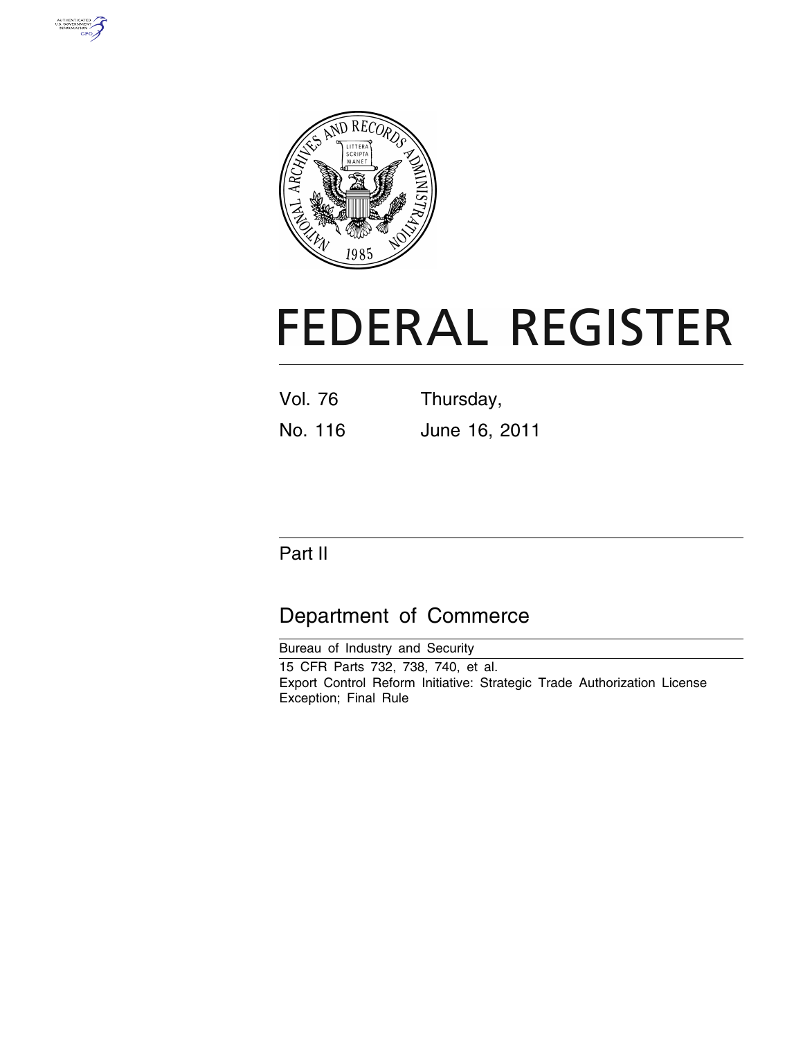# FEDERAL REGISTER

Vol. 76 Thursday,

No. 116 June 16, 2011

## Part II

## Department of Commerce

Bureau of Industry and Security

15 CFR Parts 732, 738, 740, et al.

Export Control Reform Initiative: Strategic Trade Authorization License Exception; Final Rule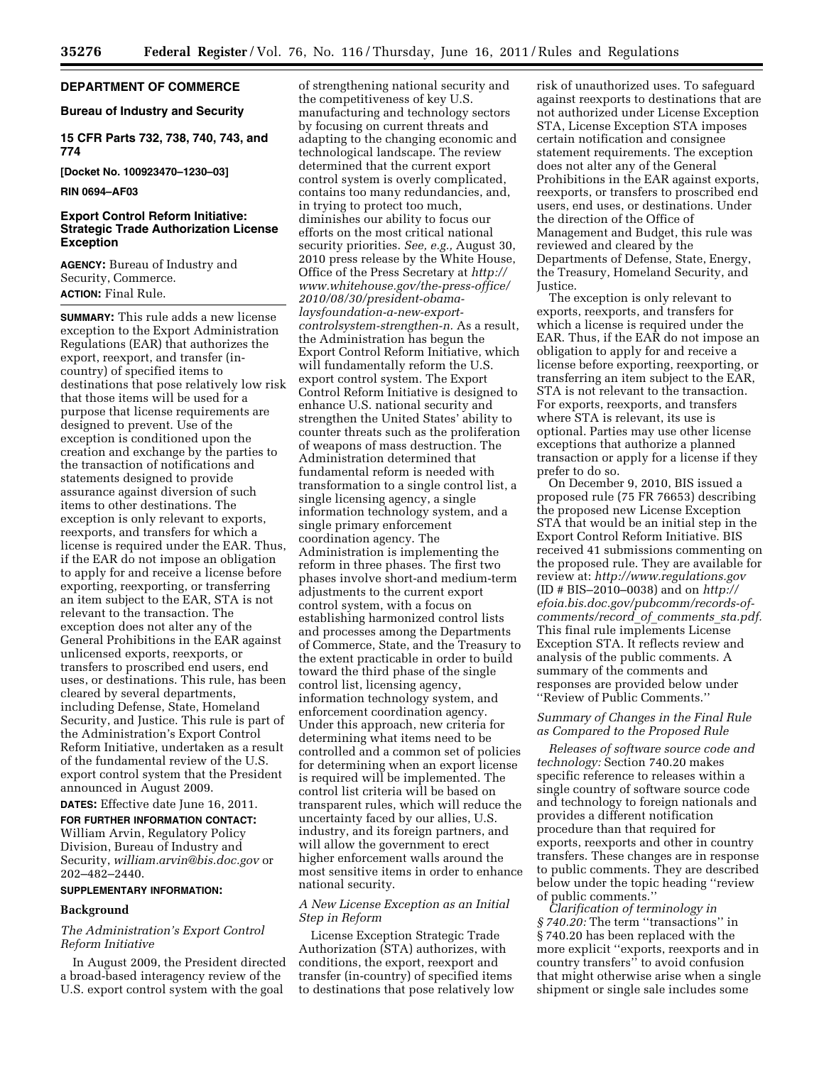## DEPARTMENT OF COMMERCE

### Bureau of Industry and Security

### 15 CFR Parts 732, 738, 740, 743, and 774

**[Docket No. 100923470–1230–03]**

**RIN 0694–AF03**

### Export Control Reform Initiative: Strategic Trade Authorization License Exception

**AGENCY:** Bureau of Industry and Security, Commerce.

**ACTION:** Final Rule.

**SUMMARY:** This rule adds a new license exception to the Export Administration Regulations (EAR) that authorizes the export, reexport, and transfer (in-country) of specified items to destinations that pose relatively low risk that those items will be used for a purpose that license requirements are designed to prevent. Use of the exception is conditioned upon the creation and exchange by the parties to the transaction of notifications and statements designed to provide assurance against diversion of such items to other destinations. The exception is only relevant to exports, reexports, and transfers for which a license is required under the EAR. Thus, if the EAR do not impose an obligation to apply for and receive a license before exporting, reexporting, or transferring an item subject to the EAR, STA is not relevant to the transaction. The exception does not alter any of the General Prohibitions in the EAR against unlicensed exports, reexports, or transfers to proscribed end users, end uses, or destinations. This rule, has been cleared by several departments, including Defense, State, Homeland Security, and Justice. This rule is part of the Administration's Export Control Reform Initiative, undertaken as a result of the fundamental review of the U.S. export control system that the President announced in August 2009.

**DATES:** Effective date June 16, 2011.

**FOR FURTHER INFORMATION CONTACT:** William Arvin, Regulatory Policy Division, Bureau of Industry and Security, *william.arvin@bis.doc.gov* or 202–482–2440.

**SUPPLEMENTARY INFORMATION:**

## Background

### *The Administration's Export Control Reform Initiative*

In August 2009, the President directed a broad-based interagency review of the U.S. export control system with the goal of strengthening national security and the competitiveness of key U.S. manufacturing and technology sectors by focusing on current threats and adapting to the changing economic and technological landscape. The review determined that the current export control system is overly complicated, contains too many redundancies, and, in trying to protect too much, diminishes our ability to focus our efforts on the most critical national security priorities. *See, e.g.,* August 30, 2010 press release by the White House, Office of the Press Secretary at *http://www.whitehouse.gov/the-press-office/2010/08/30/president-obama-laysfoundation-a-new-export-controlsystem-strengthen-n.* As a result, the Administration has begun the Export Control Reform Initiative, which will fundamentally reform the U.S. export control system. The Export Control Reform Initiative is designed to enhance U.S. national security and strengthen the United States' ability to counter threats such as the proliferation of weapons of mass destruction. The Administration determined that fundamental reform is needed with transformation to a single control list, a single licensing agency, a single information technology system, and a single primary enforcement coordination agency. The Administration is implementing the reform in three phases. The first two phases involve short-and medium-term adjustments to the current export control system, with a focus on establishing harmonized control lists and processes among the Departments of Commerce, State, and the Treasury to the extent practicable in order to build toward the third phase of the single control list, licensing agency, information technology system, and enforcement coordination agency. Under this approach, new criteria for determining what items need to be controlled and a common set of policies for determining when an export license is required will be implemented. The control list criteria will be based on transparent rules, which will reduce the uncertainty faced by our allies, U.S. industry, and its foreign partners, and will allow the government to erect higher enforcement walls around the most sensitive items in order to enhance national security.

### *A New License Exception as an Initial Step in Reform*

License Exception Strategic Trade Authorization (STA) authorizes, with conditions, the export, reexport and transfer (in-country) of specified items to destinations that pose relatively low risk of unauthorized uses. To safeguard against reexports to destinations that are not authorized under License Exception STA, License Exception STA imposes certain notification and consignee statement requirements. The exception does not alter any of the General Prohibitions in the EAR against exports, reexports, or transfers to proscribed end users, end uses, or destinations. Under the direction of the Office of Management and Budget, this rule was reviewed and cleared by the Departments of Defense, State, Energy, the Treasury, Homeland Security, and Justice.

The exception is only relevant to exports, reexports, and transfers for which a license is required under the EAR. Thus, if the EAR do not impose an obligation to apply for and receive a license before exporting, reexporting, or transferring an item subject to the EAR, STA is not relevant to the transaction. For exports, reexports, and transfers where STA is relevant, its use is optional. Parties may use other license exceptions that authorize a planned transaction or apply for a license if they prefer to do so.

On December 9, 2010, BIS issued a proposed rule (75 FR 76653) describing the proposed new License Exception STA that would be an initial step in the Export Control Reform Initiative. BIS received 41 submissions commenting on the proposed rule. They are available for review at: *http://www.regulations.gov* (ID # BIS–2010–0038) and on *http://efoia.bis.doc.gov/pubcomm/records-of-comments/record_of_comments_sta.pdf.* This final rule implements License Exception STA. It reflects review and analysis of the public comments. A summary of the comments and responses are provided below under "Review of Public Comments."

### *Summary of Changes in the Final Rule as Compared to the Proposed Rule*

*Releases of software source code and technology:* Section 740.20 makes specific reference to releases within a single country of software source code and technology to foreign nationals and provides a different notification procedure than that required for exports, reexports and other in country transfers. These changes are in response to public comments. They are described below under the topic heading "review of public comments."

*Clarification of terminology in § 740.20:* The term "transactions" in § 740.20 has been replaced with the more explicit "exports, reexports and in country transfers" to avoid confusion that might otherwise arise when a single shipment or single sale includes some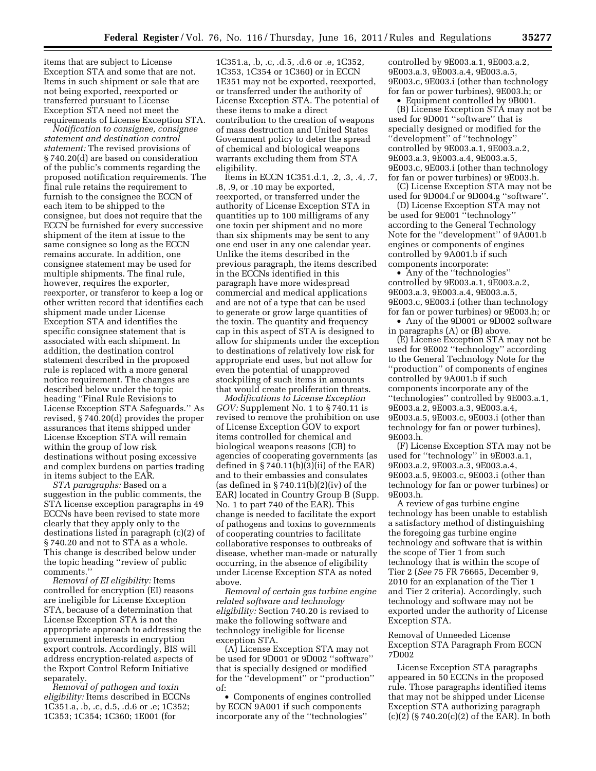items that are subject to License Exception STA and some that are not. Items in such shipment or sale that are not being exported, reexported or transferred pursuant to License Exception STA need not meet the requirements of License Exception STA.

*Notification to consignee, consignee statement and destination control statement:* The revised provisions of § 740.20(d) are based on consideration of the public's comments regarding the proposed notification requirements. The final rule retains the requirement to furnish to the consignee the ECCN of each item to be shipped to the consignee, but does not require that the ECCN be furnished for every successive shipment of the item at issue to the same consignee so long as the ECCN remains accurate. In addition, one consignee statement may be used for multiple shipments. The final rule, however, requires the exporter, reexporter, or transferor to keep a log or other written record that identifies each shipment made under License Exception STA and identifies the specific consignee statement that is associated with each shipment. In addition, the destination control statement described in the proposed rule is replaced with a more general notice requirement. The changes are described below under the topic heading ''Final Rule Revisions to License Exception STA Safeguards.'' As revised, § 740.20(d) provides the proper assurances that items shipped under License Exception STA will remain within the group of low risk destinations without posing excessive and complex burdens on parties trading in items subject to the EAR.

*STA paragraphs:* Based on a suggestion in the public comments, the STA license exception paragraphs in 49 ECCNs have been revised to state more clearly that they apply only to the destinations listed in paragraph (c)(2) of § 740.20 and not to STA as a whole. This change is described below under the topic heading ''review of public comments.''

*Removal of EI eligibility:* Items controlled for encryption (EI) reasons are ineligible for License Exception STA, because of a determination that License Exception STA is not the appropriate approach to addressing the government interests in encryption export controls. Accordingly, BIS will address encryption-related aspects of the Export Control Reform Initiative separately.

*Removal of pathogen and toxin eligibility:* Items described in ECCNs 1C351.a, .b, .c, d.5, .d6 or .e; 1C352; 1C353; 1C354; 1C360; 1E001 (for 1C351.a, .b, .c, .d.5, .d.6 or .e, 1C352, 1C353, 1C354 or 1C360) or in ECCN 1E351 may not be exported, reexported, or transferred under the authority of License Exception STA. The potential of these items to make a direct contribution to the creation of weapons of mass destruction and United States Government policy to deter the spread of chemical and biological weapons warrants excluding them from STA eligibility.

Items in ECCN 1C351.d.1, .2, .3, .4, .7, .8, .9, or .10 may be exported, reexported, or transferred under the authority of License Exception STA in quantities up to 100 milligrams of any one toxin per shipment and no more than six shipments may be sent to any one end user in any one calendar year. Unlike the items described in the previous paragraph, the items described in the ECCNs identified in this paragraph have more widespread commercial and medical applications and are not of a type that can be used to generate or grow large quantities of the toxin. The quantity and frequency cap in this aspect of STA is designed to allow for shipments under the exception to destinations of relatively low risk for appropriate end uses, but not allow for even the potential of unapproved stockpiling of such items in amounts that would create proliferation threats.

*Modifications to License Exception GOV:* Supplement No. 1 to § 740.11 is revised to remove the prohibition on use of License Exception GOV to export items controlled for chemical and biological weapons reasons (CB) to agencies of cooperating governments (as defined in § 740.11(b)(3)(ii) of the EAR) and to their embassies and consulates (as defined in § 740.11(b)(2)(iv) of the EAR) located in Country Group B (Supp. No. 1 to part 740 of the EAR). This change is needed to facilitate the export of pathogens and toxins to governments of cooperating countries to facilitate collaborative responses to outbreaks of disease, whether man-made or naturally occurring, in the absence of eligibility under License Exception STA as noted above.

*Removal of certain gas turbine engine related software and technology eligibility:* Section 740.20 is revised to make the following software and technology ineligible for license exception STA.

(A) License Exception STA may not be used for 9D001 or 9D002 ''software'' that is specially designed or modified for the ''development'' or ''production'' of:

- Components of engines controlled by ECCN 9A001 if such components incorporate any of the ''technologies'' controlled by 9E003.a.1, 9E003.a.2, 9E003.a.3, 9E003.a.4, 9E003.a.5, 9E003.c, 9E003.i (other than technology for fan or power turbines), 9E003.h; or
- Equipment controlled by 9B001.

(B) License Exception STA may not be used for 9D001 ''software'' that is specially designed or modified for the ''development'' of ''technology'' controlled by 9E003.a.1, 9E003.a.2, 9E003.a.3, 9E003.a.4, 9E003.a.5, 9E003.c, 9E003.i (other than technology for fan or power turbines) or 9E003.h.

(C) License Exception STA may not be used for 9D004.f or 9D004.g ''software''.

(D) License Exception STA may not be used for 9E001 ''technology'' according to the General Technology Note for the ''development'' of 9A001.b engines or components of engines controlled by 9A001.b if such components incorporate:

- Any of the ''technologies'' controlled by 9E003.a.1, 9E003.a.2, 9E003.a.3, 9E003.a.4, 9E003.a.5, 9E003.c, 9E003.i (other than technology for fan or power turbines) or 9E003.h; or
- Any of the 9D001 or 9D002 software in paragraphs (A) or (B) above.

(E) License Exception STA may not be used for 9E002 ''technology'' according to the General Technology Note for the ''production'' of components of engines controlled by 9A001.b if such components incorporate any of the ''technologies'' controlled by 9E003.a.1, 9E003.a.2, 9E003.a.3, 9E003.a.4, 9E003.a.5, 9E003.c, 9E003.i (other than technology for fan or power turbines), 9E003.h.

(F) License Exception STA may not be used for ''technology'' in 9E003.a.1, 9E003.a.2, 9E003.a.3, 9E003.a.4, 9E003.a.5, 9E003.c, 9E003.i (other than technology for fan or power turbines) or 9E003.h.

A review of gas turbine engine technology has been unable to establish a satisfactory method of distinguishing the foregoing gas turbine engine technology and software that is within the scope of Tier 1 from such technology that is within the scope of Tier 2 (*See* 75 FR 76665, December 9, 2010 for an explanation of the Tier 1 and Tier 2 criteria). Accordingly, such technology and software may not be exported under the authority of License Exception STA.

## Removal of Unneeded License Exception STA Paragraph From ECCN 7D002

License Exception STA paragraphs appeared in 50 ECCNs in the proposed rule. Those paragraphs identified items that may not be shipped under License Exception STA authorizing paragraph (c)(2) (§ 740.20(c)(2) of the EAR). In both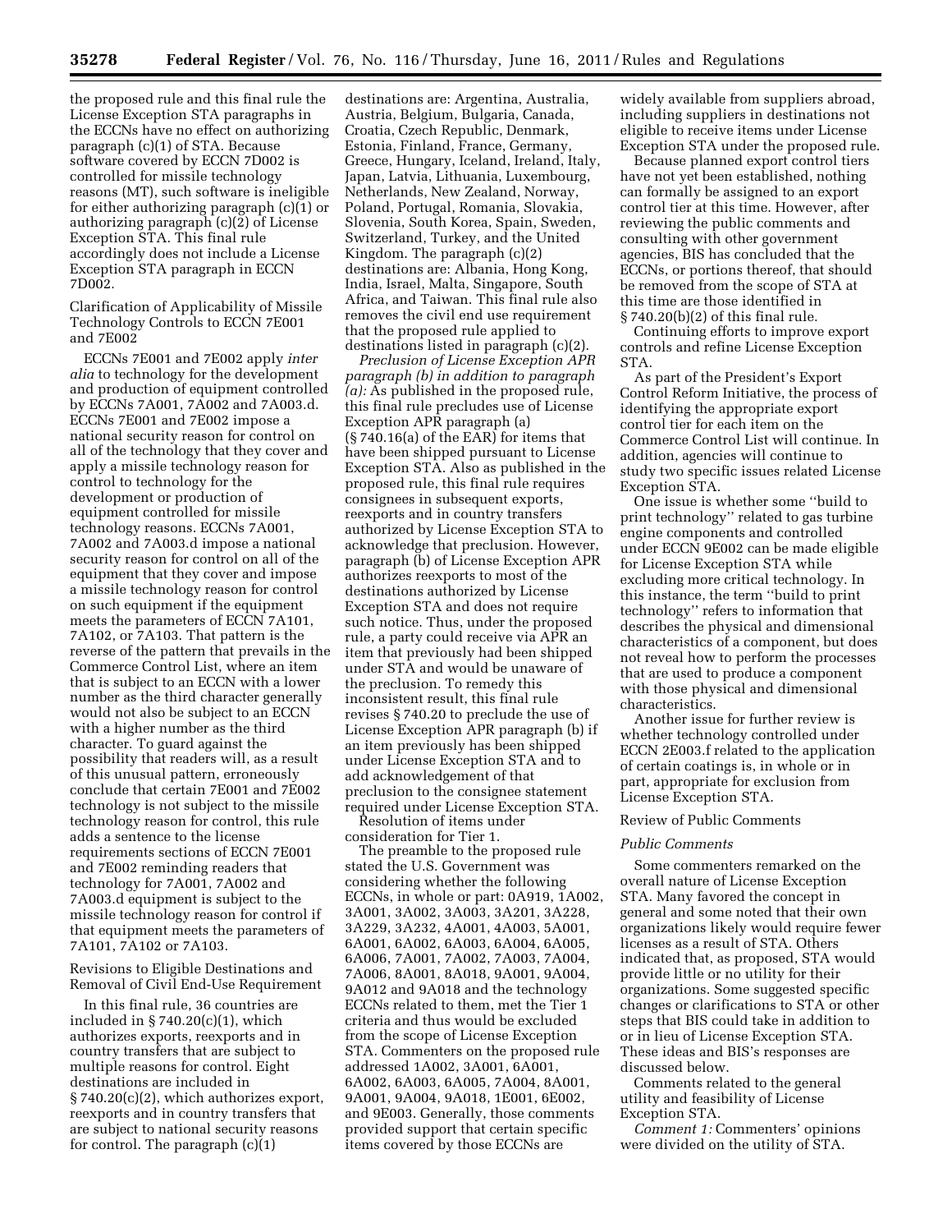the proposed rule and this final rule the License Exception STA paragraphs in the ECCNs have no effect on authorizing paragraph (c)(1) of STA. Because software covered by ECCN 7D002 is controlled for missile technology reasons (MT), such software is ineligible for either authorizing paragraph (c)(1) or authorizing paragraph (c)(2) of License Exception STA. This final rule accordingly does not include a License Exception STA paragraph in ECCN 7D002.

Clarification of Applicability of Missile Technology Controls to ECCN 7E001 and 7E002

ECCNs 7E001 and 7E002 apply *inter alia* to technology for the development and production of equipment controlled by ECCNs 7A001, 7A002 and 7A003.d. ECCNs 7E001 and 7E002 impose a national security reason for control on all of the technology that they cover and apply a missile technology reason for control to technology for the development or production of equipment controlled for missile technology reasons. ECCNs 7A001, 7A002 and 7A003.d impose a national security reason for control on all of the equipment that they cover and impose a missile technology reason for control on such equipment if the equipment meets the parameters of ECCN 7A101, 7A102, or 7A103. That pattern is the reverse of the pattern that prevails in the Commerce Control List, where an item that is subject to an ECCN with a lower number as the third character generally would not also be subject to an ECCN with a higher number as the third character. To guard against the possibility that readers will, as a result of this unusual pattern, erroneously conclude that certain 7E001 and 7E002 technology is not subject to the missile technology reason for control, this rule adds a sentence to the license requirements sections of ECCN 7E001 and 7E002 reminding readers that technology for 7A001, 7A002 and 7A003.d equipment is subject to the missile technology reason for control if that equipment meets the parameters of 7A101, 7A102 or 7A103.

Revisions to Eligible Destinations and Removal of Civil End-Use Requirement

In this final rule, 36 countries are included in § 740.20(c)(1), which authorizes exports, reexports and in country transfers that are subject to multiple reasons for control. Eight destinations are included in § 740.20(c)(2), which authorizes export, reexports and in country transfers that are subject to national security reasons for control. The paragraph (c)(1) destinations are: Argentina, Australia, Austria, Belgium, Bulgaria, Canada, Croatia, Czech Republic, Denmark, Estonia, Finland, France, Germany, Greece, Hungary, Iceland, Ireland, Italy, Japan, Latvia, Lithuania, Luxembourg, Netherlands, New Zealand, Norway, Poland, Portugal, Romania, Slovakia, Slovenia, South Korea, Spain, Sweden, Switzerland, Turkey, and the United Kingdom. The paragraph (c)(2) destinations are: Albania, Hong Kong, India, Israel, Malta, Singapore, South Africa, and Taiwan. This final rule also removes the civil end use requirement that the proposed rule applied to destinations listed in paragraph (c)(2).

*Preclusion of License Exception APR paragraph (b) in addition to paragraph (a):* As published in the proposed rule, this final rule precludes use of License Exception APR paragraph (a) (§ 740.16(a) of the EAR) for items that have been shipped pursuant to License Exception STA. Also as published in the proposed rule, this final rule requires consignees in subsequent exports, reexports and in country transfers authorized by License Exception STA to acknowledge that preclusion. However, paragraph (b) of License Exception APR authorizes reexports to most of the destinations authorized by License Exception STA and does not require such notice. Thus, under the proposed rule, a party could receive via APR an item that previously had been shipped under STA and would be unaware of the preclusion. To remedy this inconsistent result, this final rule revises § 740.20 to preclude the use of License Exception APR paragraph (b) if an item previously has been shipped under License Exception STA and to add acknowledgement of that preclusion to the consignee statement required under License Exception STA.

Resolution of items under consideration for Tier 1.

The preamble to the proposed rule stated the U.S. Government was considering whether the following ECCNs, in whole or part: 0A919, 1A002, 3A001, 3A002, 3A003, 3A201, 3A228, 3A229, 3A232, 4A001, 4A003, 5A001, 6A001, 6A002, 6A003, 6A004, 6A005, 6A006, 7A001, 7A002, 7A003, 7A004, 7A006, 8A001, 8A018, 9A001, 9A004, 9A012 and 9A018 and the technology ECCNs related to them, met the Tier 1 criteria and thus would be excluded from the scope of License Exception STA. Commenters on the proposed rule addressed 1A002, 3A001, 6A001, 6A002, 6A003, 6A005, 7A004, 8A001, 9A001, 9A004, 9A018, 1E001, 6E002, and 9E003. Generally, those comments provided support that certain specific items covered by those ECCNs are widely available from suppliers abroad, including suppliers in destinations not eligible to receive items under License Exception STA under the proposed rule.

Because planned export control tiers have not yet been established, nothing can formally be assigned to an export control tier at this time. However, after reviewing the public comments and consulting with other government agencies, BIS has concluded that the ECCNs, or portions thereof, that should be removed from the scope of STA at this time are those identified in § 740.20(b)(2) of this final rule.

Continuing efforts to improve export controls and refine License Exception STA.

As part of the President's Export Control Reform Initiative, the process of identifying the appropriate export control tier for each item on the Commerce Control List will continue. In addition, agencies will continue to study two specific issues related License Exception STA.

One issue is whether some ''build to print technology'' related to gas turbine engine components and controlled under ECCN 9E002 can be made eligible for License Exception STA while excluding more critical technology. In this instance, the term ''build to print technology'' refers to information that describes the physical and dimensional characteristics of a component, but does not reveal how to perform the processes that are used to produce a component with those physical and dimensional characteristics.

Another issue for further review is whether technology controlled under ECCN 2E003.f related to the application of certain coatings is, in whole or in part, appropriate for exclusion from License Exception STA.

Review of Public Comments

*Public Comments*

Some commenters remarked on the overall nature of License Exception STA. Many favored the concept in general and some noted that their own organizations likely would require fewer licenses as a result of STA. Others indicated that, as proposed, STA would provide little or no utility for their organizations. Some suggested specific changes or clarifications to STA or other steps that BIS could take in addition to or in lieu of License Exception STA. These ideas and BIS's responses are discussed below.

Comments related to the general utility and feasibility of License Exception STA.

*Comment 1:* Commenters' opinions were divided on the utility of STA.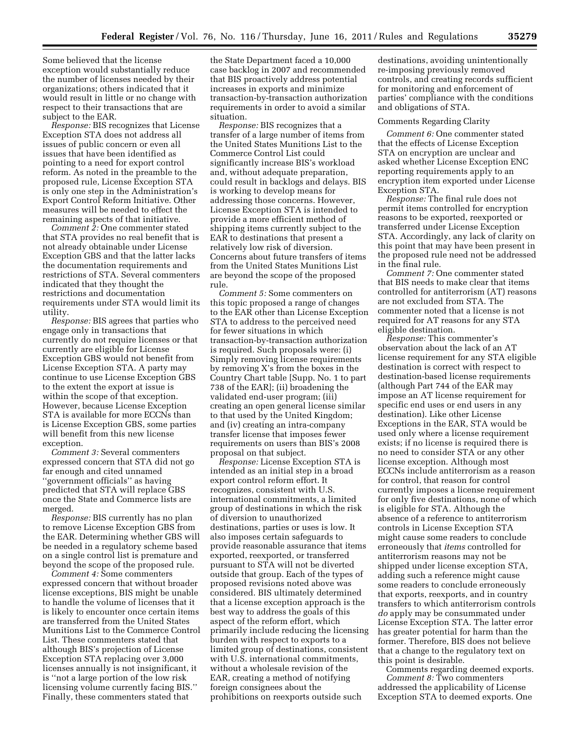Some believed that the license exception would substantially reduce the number of licenses needed by their organizations; others indicated that it would result in little or no change with respect to their transactions that are subject to the EAR.

*Response:* BIS recognizes that License Exception STA does not address all issues of public concern or even all issues that have been identified as pointing to a need for export control reform. As noted in the preamble to the proposed rule, License Exception STA is only one step in the Administration's Export Control Reform Initiative. Other measures will be needed to effect the remaining aspects of that initiative.

*Comment 2:* One commenter stated that STA provides no real benefit that is not already obtainable under License Exception GBS and that the latter lacks the documentation requirements and restrictions of STA. Several commenters indicated that they thought the restrictions and documentation requirements under STA would limit its utility.

*Response:* BIS agrees that parties who engage only in transactions that currently do not require licenses or that currently are eligible for License Exception GBS would not benefit from License Exception STA. A party may continue to use License Exception GBS to the extent the export at issue is within the scope of that exception. However, because License Exception STA is available for more ECCNs than is License Exception GBS, some parties will benefit from this new license exception.

*Comment 3:* Several commenters expressed concern that STA did not go far enough and cited unnamed "government officials" as having predicted that STA will replace GBS once the State and Commerce lists are merged.

*Response:* BIS currently has no plan to remove License Exception GBS from the EAR. Determining whether GBS will be needed in a regulatory scheme based on a single control list is premature and beyond the scope of the proposed rule.

*Comment 4:* Some commenters expressed concern that without broader license exceptions, BIS might be unable to handle the volume of licenses that it is likely to encounter once certain items are transferred from the United States Munitions List to the Commerce Control List. These commenters stated that although BIS's projection of License Exception STA replacing over 3,000 licenses annually is not insignificant, it is "not a large portion of the low risk licensing volume currently facing BIS." Finally, these commenters stated that the State Department faced a 10,000 case backlog in 2007 and recommended that BIS proactively address potential increases in exports and minimize transaction-by-transaction authorization requirements in order to avoid a similar situation.

*Response:* BIS recognizes that a transfer of a large number of items from the United States Munitions List to the Commerce Control List could significantly increase BIS's workload and, without adequate preparation, could result in backlogs and delays. BIS is working to develop means for addressing those concerns. However, License Exception STA is intended to provide a more efficient method of shipping items currently subject to the EAR to destinations that present a relatively low risk of diversion. Concerns about future transfers of items from the United States Munitions List are beyond the scope of the proposed rule.

*Comment 5:* Some commenters on this topic proposed a range of changes to the EAR other than License Exception STA to address to the perceived need for fewer situations in which transaction-by-transaction authorization is required. Such proposals were: (i) Simply removing license requirements by removing X's from the boxes in the Country Chart table [Supp. No. 1 to part 738 of the EAR]; (ii) broadening the validated end-user program; (iii) creating an open general license similar to that used by the United Kingdom; and (iv) creating an intra-company transfer license that imposes fewer requirements on users than BIS's 2008 proposal on that subject.

*Response:* License Exception STA is intended as an initial step in a broad export control reform effort. It recognizes, consistent with U.S. international commitments, a limited group of destinations in which the risk of diversion to unauthorized destinations, parties or uses is low. It also imposes certain safeguards to provide reasonable assurance that items exported, reexported, or transferred pursuant to STA will not be diverted outside that group. Each of the types of proposed revisions noted above was considered. BIS ultimately determined that a license exception approach is the best way to address the goals of this aspect of the reform effort, which primarily include reducing the licensing burden with respect to exports to a limited group of destinations, consistent with U.S. international commitments, without a wholesale revision of the EAR, creating a method of notifying foreign consignees about the prohibitions on reexports outside such destinations, avoiding unintentionally re-imposing previously removed controls, and creating records sufficient for monitoring and enforcement of parties' compliance with the conditions and obligations of STA.

Comments Regarding Clarity

*Comment 6:* One commenter stated that the effects of License Exception STA on encryption are unclear and asked whether License Exception ENC reporting requirements apply to an encryption item exported under License Exception STA.

*Response:* The final rule does not permit items controlled for encryption reasons to be exported, reexported or transferred under License Exception STA. Accordingly, any lack of clarity on this point that may have been present in the proposed rule need not be addressed in the final rule.

*Comment 7:* One commenter stated that BIS needs to make clear that items controlled for antiterrorism (AT) reasons are not excluded from STA. The commenter noted that a license is not required for AT reasons for any STA eligible destination.

*Response:* This commenter's observation about the lack of an AT license requirement for any STA eligible destination is correct with respect to destination-based license requirements (although Part 744 of the EAR may impose an AT license requirement for specific end uses or end users in any destination). Like other License Exceptions in the EAR, STA would be used only where a license requirement exists; if no license is required there is no need to consider STA or any other license exception. Although most ECCNs include antiterrorism as a reason for control, that reason for control currently imposes a license requirement for only five destinations, none of which is eligible for STA. Although the absence of a reference to antiterrorism controls in License Exception STA might cause some readers to conclude erroneously that *items* controlled for antiterrorism reasons may not be shipped under license exception STA, adding such a reference might cause some readers to conclude erroneously that exports, reexports, and in country transfers to which antiterrorism controls *do* apply may be consummated under License Exception STA. The latter error has greater potential for harm than the former. Therefore, BIS does not believe that a change to the regulatory text on this point is desirable.

Comments regarding deemed exports.

*Comment 8:* Two commenters addressed the applicability of License Exception STA to deemed exports. One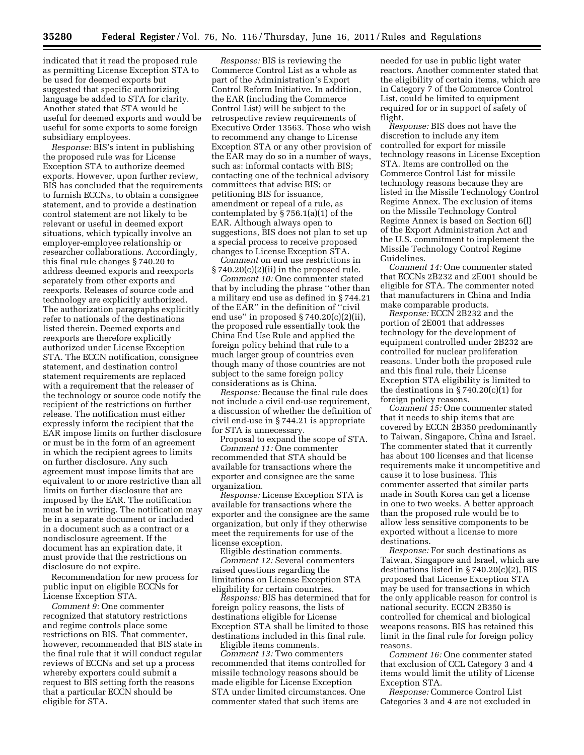indicated that it read the proposed rule as permitting License Exception STA to be used for deemed exports but suggested that specific authorizing language be added to STA for clarity. Another stated that STA would be useful for deemed exports and would be useful for some exports to some foreign subsidiary employees.

*Response:* BIS's intent in publishing the proposed rule was for License Exception STA to authorize deemed exports. However, upon further review, BIS has concluded that the requirements to furnish ECCNs, to obtain a consignee statement, and to provide a destination control statement are not likely to be relevant or useful in deemed export situations, which typically involve an employer-employee relationship or researcher collaborations. Accordingly, this final rule changes § 740.20 to address deemed exports and reexports separately from other exports and reexports. Releases of source code and technology are explicitly authorized. The authorization paragraphs explicitly refer to nationals of the destinations listed therein. Deemed exports and reexports are therefore explicitly authorized under License Exception STA. The ECCN notification, consignee statement, and destination control statement requirements are replaced with a requirement that the releaser of the technology or source code notify the recipient of the restrictions on further release. The notification must either expressly inform the recipient that the EAR impose limits on further disclosure or must be in the form of an agreement in which the recipient agrees to limits on further disclosure. Any such agreement must impose limits that are equivalent to or more restrictive than all limits on further disclosure that are imposed by the EAR. The notification must be in writing. The notification may be in a separate document or included in a document such as a contract or a nondisclosure agreement. If the document has an expiration date, it must provide that the restrictions on disclosure do not expire.

Recommendation for new process for public input on eligible ECCNs for License Exception STA.

*Comment 9:* One commenter recognized that statutory restrictions and regime controls place some restrictions on BIS. That commenter, however, recommended that BIS state in the final rule that it will conduct regular reviews of ECCNs and set up a process whereby exporters could submit a request to BIS setting forth the reasons that a particular ECCN should be eligible for STA.

*Response:* BIS is reviewing the Commerce Control List as a whole as part of the Administration's Export Control Reform Initiative. In addition, the EAR (including the Commerce Control List) will be subject to the retrospective review requirements of Executive Order 13563. Those who wish to recommend any change to License Exception STA or any other provision of the EAR may do so in a number of ways, such as: informal contacts with BIS; contacting one of the technical advisory committees that advise BIS; or petitioning BIS for issuance, amendment or repeal of a rule, as contemplated by § 756.1(a)(1) of the EAR. Although always open to suggestions, BIS does not plan to set up a special process to receive proposed changes to License Exception STA.

*Comment* on end use restrictions in § 740.20(c)(2)(ii) in the proposed rule.

*Comment 10:* One commenter stated that by including the phrase ''other than a military end use as defined in § 744.21 of the EAR'' in the definition of ''civil end use'' in proposed § 740.20(c)(2)(ii), the proposed rule essentially took the China End Use Rule and applied the foreign policy behind that rule to a much larger group of countries even though many of those countries are not subject to the same foreign policy considerations as is China.

*Response:* Because the final rule does not include a civil end-use requirement, a discussion of whether the definition of civil end-use in § 744.21 is appropriate for STA is unnecessary.

Proposal to expand the scope of STA.

*Comment 11:* One commenter recommended that STA should be available for transactions where the exporter and consignee are the same organization.

*Response:* License Exception STA is available for transactions where the exporter and the consignee are the same organization, but only if they otherwise meet the requirements for use of the license exception.

Eligible destination comments.

*Comment 12:* Several commenters raised questions regarding the limitations on License Exception STA eligibility for certain countries.

*Response:* BIS has determined that for foreign policy reasons, the lists of destinations eligible for License Exception STA shall be limited to those destinations included in this final rule.

Eligible items comments.

*Comment 13:* Two commenters recommended that items controlled for missile technology reasons should be made eligible for License Exception STA under limited circumstances. One commenter stated that such items are needed for use in public light water reactors. Another commenter stated that the eligibility of certain items, which are in Category 7 of the Commerce Control List, could be limited to equipment required for or in support of safety of flight.

*Response:* BIS does not have the discretion to include any item controlled for export for missile technology reasons in License Exception STA. Items are controlled on the Commerce Control List for missile technology reasons because they are listed in the Missile Technology Control Regime Annex. The exclusion of items on the Missile Technology Control Regime Annex is based on Section 6(l) of the Export Administration Act and the U.S. commitment to implement the Missile Technology Control Regime Guidelines.

*Comment 14:* One commenter stated that ECCNs 2B232 and 2E001 should be eligible for STA. The commenter noted that manufacturers in China and India make comparable products.

*Response:* ECCN 2B232 and the portion of 2E001 that addresses technology for the development of equipment controlled under 2B232 are controlled for nuclear proliferation reasons. Under both the proposed rule and this final rule, their License Exception STA eligibility is limited to the destinations in § 740.20(c)(1) for foreign policy reasons.

*Comment 15:* One commenter stated that it needs to ship items that are covered by ECCN 2B350 predominantly to Taiwan, Singapore, China and Israel. The commenter stated that it currently has about 100 licenses and that license requirements make it uncompetitive and cause it to lose business. This commenter asserted that similar parts made in South Korea can get a license in one to two weeks. A better approach than the proposed rule would be to allow less sensitive components to be exported without a license to more destinations.

*Response:* For such destinations as Taiwan, Singapore and Israel, which are destinations listed in § 740.20(c)(2), BIS proposed that License Exception STA may be used for transactions in which the only applicable reason for control is national security. ECCN 2B350 is controlled for chemical and biological weapons reasons. BIS has retained this limit in the final rule for foreign policy reasons.

*Comment 16:* One commenter stated that exclusion of CCL Category 3 and 4 items would limit the utility of License Exception STA.

*Response:* Commerce Control List Categories 3 and 4 are not excluded in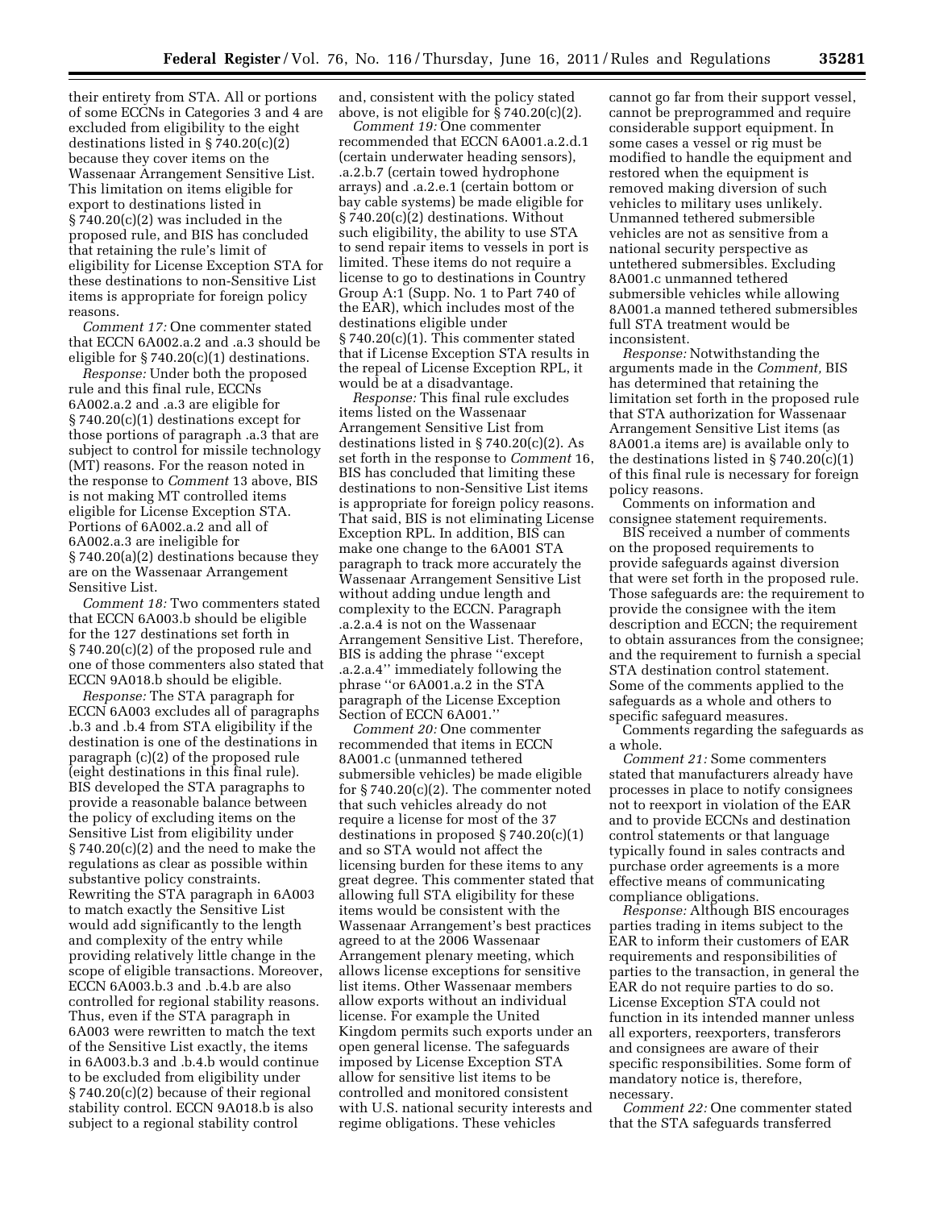their entirety from STA. All or portions of some ECCNs in Categories 3 and 4 are excluded from eligibility to the eight destinations listed in § 740.20(c)(2) because they cover items on the Wassenaar Arrangement Sensitive List. This limitation on items eligible for export to destinations listed in § 740.20(c)(2) was included in the proposed rule, and BIS has concluded that retaining the rule's limit of eligibility for License Exception STA for these destinations to non-Sensitive List items is appropriate for foreign policy reasons.

*Comment 17:* One commenter stated that ECCN 6A002.a.2 and .a.3 should be eligible for § 740.20(c)(1) destinations.

*Response:* Under both the proposed rule and this final rule, ECCNs 6A002.a.2 and .a.3 are eligible for § 740.20(c)(1) destinations except for those portions of paragraph .a.3 that are subject to control for missile technology (MT) reasons. For the reason noted in the response to *Comment* 13 above, BIS is not making MT controlled items eligible for License Exception STA. Portions of 6A002.a.2 and all of 6A002.a.3 are ineligible for § 740.20(a)(2) destinations because they are on the Wassenaar Arrangement Sensitive List.

*Comment 18:* Two commenters stated that ECCN 6A003.b should be eligible for the 127 destinations set forth in § 740.20(c)(2) of the proposed rule and one of those commenters also stated that ECCN 9A018.b should be eligible.

*Response:* The STA paragraph for ECCN 6A003 excludes all of paragraphs .b.3 and .b.4 from STA eligibility if the destination is one of the destinations in paragraph (c)(2) of the proposed rule (eight destinations in this final rule). BIS developed the STA paragraphs to provide a reasonable balance between the policy of excluding items on the Sensitive List from eligibility under § 740.20(c)(2) and the need to make the regulations as clear as possible within substantive policy constraints. Rewriting the STA paragraph in 6A003 to match exactly the Sensitive List would add significantly to the length and complexity of the entry while providing relatively little change in the scope of eligible transactions. Moreover, ECCN 6A003.b.3 and .b.4.b are also controlled for regional stability reasons. Thus, even if the STA paragraph in 6A003 were rewritten to match the text of the Sensitive List exactly, the items in 6A003.b.3 and .b.4.b would continue to be excluded from eligibility under § 740.20(c)(2) because of their regional stability control. ECCN 9A018.b is also subject to a regional stability control and, consistent with the policy stated above, is not eligible for § 740.20(c)(2).

*Comment 19:* One commenter recommended that ECCN 6A001.a.2.d.1 (certain underwater heading sensors), .a.2.b.7 (certain towed hydrophone arrays) and .a.2.e.1 (certain bottom or bay cable systems) be made eligible for § 740.20(c)(2) destinations. Without such eligibility, the ability to use STA to send repair items to vessels in port is limited. These items do not require a license to go to destinations in Country Group A:1 (Supp. No. 1 to Part 740 of the EAR), which includes most of the destinations eligible under § 740.20(c)(1). This commenter stated that if License Exception STA results in the repeal of License Exception RPL, it would be at a disadvantage.

*Response:* This final rule excludes items listed on the Wassenaar Arrangement Sensitive List from destinations listed in § 740.20(c)(2). As set forth in the response to *Comment* 16, BIS has concluded that limiting these destinations to non-Sensitive List items is appropriate for foreign policy reasons. That said, BIS is not eliminating License Exception RPL. In addition, BIS can make one change to the 6A001 STA paragraph to track more accurately the Wassenaar Arrangement Sensitive List without adding undue length and complexity to the ECCN. Paragraph .a.2.a.4 is not on the Wassenaar Arrangement Sensitive List. Therefore, BIS is adding the phrase ''except .a.2.a.4'' immediately following the phrase ''or 6A001.a.2 in the STA paragraph of the License Exception Section of ECCN 6A001.''

*Comment 20:* One commenter recommended that items in ECCN 8A001.c (unmanned tethered submersible vehicles) be made eligible for § 740.20(c)(2). The commenter noted that such vehicles already do not require a license for most of the 37 destinations in proposed § 740.20(c)(1) and so STA would not affect the licensing burden for these items to any great degree. This commenter stated that allowing full STA eligibility for these items would be consistent with the Wassenaar Arrangement's best practices agreed to at the 2006 Wassenaar Arrangement plenary meeting, which allows license exceptions for sensitive list items. Other Wassenaar members allow exports without an individual license. For example the United Kingdom permits such exports under an open general license. The safeguards imposed by License Exception STA allow for sensitive list items to be controlled and monitored consistent with U.S. national security interests and regime obligations. These vehicles cannot go far from their support vessel, cannot be preprogrammed and require considerable support equipment. In some cases a vessel or rig must be modified to handle the equipment and restored when the equipment is removed making diversion of such vehicles to military uses unlikely. Unmanned tethered submersible vehicles are not as sensitive from a national security perspective as untethered submersibles. Excluding 8A001.c unmanned tethered submersible vehicles while allowing 8A001.a manned tethered submersibles full STA treatment would be inconsistent.

*Response:* Notwithstanding the arguments made in the *Comment,* BIS has determined that retaining the limitation set forth in the proposed rule that STA authorization for Wassenaar Arrangement Sensitive List items (as 8A001.a items are) is available only to the destinations listed in § 740.20(c)(1) of this final rule is necessary for foreign policy reasons.

Comments on information and consignee statement requirements.

BIS received a number of comments on the proposed requirements to provide safeguards against diversion that were set forth in the proposed rule. Those safeguards are: the requirement to provide the consignee with the item description and ECCN; the requirement to obtain assurances from the consignee; and the requirement to furnish a special STA destination control statement. Some of the comments applied to the safeguards as a whole and others to specific safeguard measures.

Comments regarding the safeguards as a whole.

*Comment 21:* Some commenters stated that manufacturers already have processes in place to notify consignees not to reexport in violation of the EAR and to provide ECCNs and destination control statements or that language typically found in sales contracts and purchase order agreements is a more effective means of communicating compliance obligations.

*Response:* Although BIS encourages parties trading in items subject to the EAR to inform their customers of EAR requirements and responsibilities of parties to the transaction, in general the EAR do not require parties to do so. License Exception STA could not function in its intended manner unless all exporters, reexporters, transferors and consignees are aware of their specific responsibilities. Some form of mandatory notice is, therefore, necessary.

*Comment 22:* One commenter stated that the STA safeguards transferred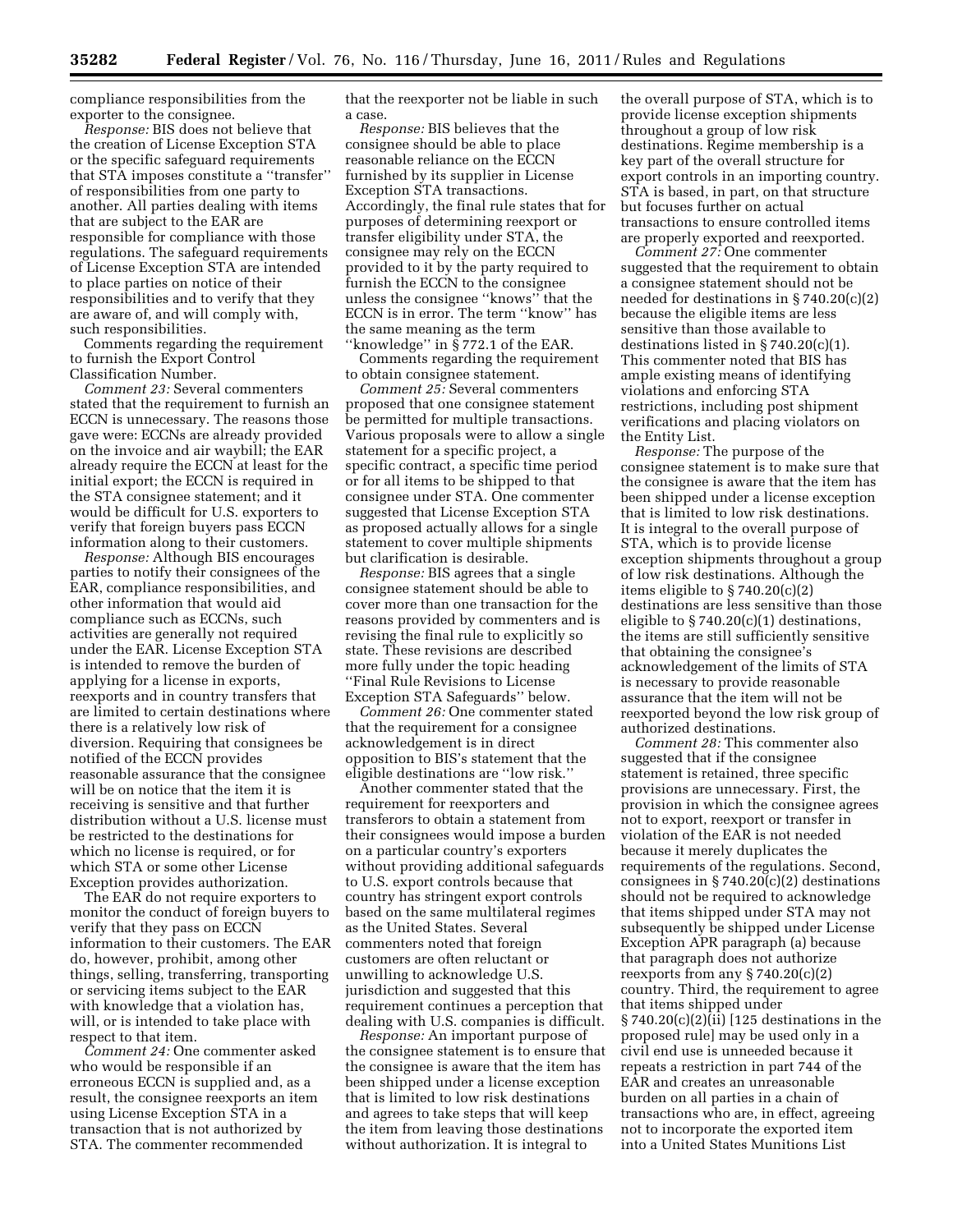compliance responsibilities from the exporter to the consignee.

*Response:* BIS does not believe that the creation of License Exception STA or the specific safeguard requirements that STA imposes constitute a ''transfer'' of responsibilities from one party to another. All parties dealing with items that are subject to the EAR are responsible for compliance with those regulations. The safeguard requirements of License Exception STA are intended to place parties on notice of their responsibilities and to verify that they are aware of, and will comply with, such responsibilities.

Comments regarding the requirement to furnish the Export Control Classification Number.

*Comment 23:* Several commenters stated that the requirement to furnish an ECCN is unnecessary. The reasons those gave were: ECCNs are already provided on the invoice and air waybill; the EAR already require the ECCN at least for the initial export; the ECCN is required in the STA consignee statement; and it would be difficult for U.S. exporters to verify that foreign buyers pass ECCN information along to their customers.

*Response:* Although BIS encourages parties to notify their consignees of the EAR, compliance responsibilities, and other information that would aid compliance such as ECCNs, such activities are generally not required under the EAR. License Exception STA is intended to remove the burden of applying for a license in exports, reexports and in country transfers that are limited to certain destinations where there is a relatively low risk of diversion. Requiring that consignees be notified of the ECCN provides reasonable assurance that the consignee will be on notice that the item it is receiving is sensitive and that further distribution without a U.S. license must be restricted to the destinations for which no license is required, or for which STA or some other License Exception provides authorization.

The EAR do not require exporters to monitor the conduct of foreign buyers to verify that they pass on ECCN information to their customers. The EAR do, however, prohibit, among other things, selling, transferring, transporting or servicing items subject to the EAR with knowledge that a violation has, will, or is intended to take place with respect to that item.

*Comment 24:* One commenter asked who would be responsible if an erroneous ECCN is supplied and, as a result, the consignee reexports an item using License Exception STA in a transaction that is not authorized by STA. The commenter recommended that the reexporter not be liable in such a case.

*Response:* BIS believes that the consignee should be able to place reasonable reliance on the ECCN furnished by its supplier in License Exception STA transactions. Accordingly, the final rule states that for purposes of determining reexport or transfer eligibility under STA, the consignee may rely on the ECCN provided to it by the party required to furnish the ECCN to the consignee unless the consignee ''knows'' that the ECCN is in error. The term ''know'' has the same meaning as the term ''knowledge'' in § 772.1 of the EAR.

Comments regarding the requirement to obtain consignee statement.

*Comment 25:* Several commenters proposed that one consignee statement be permitted for multiple transactions. Various proposals were to allow a single statement for a specific project, a specific contract, a specific time period or for all items to be shipped to that consignee under STA. One commenter suggested that License Exception STA as proposed actually allows for a single statement to cover multiple shipments but clarification is desirable.

*Response:* BIS agrees that a single consignee statement should be able to cover more than one transaction for the reasons provided by commenters and is revising the final rule to explicitly so state. These revisions are described more fully under the topic heading ''Final Rule Revisions to License Exception STA Safeguards'' below.

*Comment 26:* One commenter stated that the requirement for a consignee acknowledgement is in direct opposition to BIS's statement that the eligible destinations are ''low risk.''

Another commenter stated that the requirement for reexporters and transferors to obtain a statement from their consignees would impose a burden on a particular country's exporters without providing additional safeguards to U.S. export controls because that country has stringent export controls based on the same multilateral regimes as the United States. Several commenters noted that foreign customers are often reluctant or unwilling to acknowledge U.S. jurisdiction and suggested that this requirement continues a perception that dealing with U.S. companies is difficult.

*Response:* An important purpose of the consignee statement is to ensure that the consignee is aware that the item has been shipped under a license exception that is limited to low risk destinations and agrees to take steps that will keep the item from leaving those destinations without authorization. It is integral to the overall purpose of STA, which is to provide license exception shipments throughout a group of low risk destinations. Regime membership is a key part of the overall structure for export controls in an importing country. STA is based, in part, on that structure but focuses further on actual transactions to ensure controlled items are properly exported and reexported.

*Comment 27:* One commenter suggested that the requirement to obtain a consignee statement should not be needed for destinations in § 740.20(c)(2) because the eligible items are less sensitive than those available to destinations listed in § 740.20(c)(1). This commenter noted that BIS has ample existing means of identifying violations and enforcing STA restrictions, including post shipment verifications and placing violators on the Entity List.

*Response:* The purpose of the consignee statement is to make sure that the consignee is aware that the item has been shipped under a license exception that is limited to low risk destinations. It is integral to the overall purpose of STA, which is to provide license exception shipments throughout a group of low risk destinations. Although the items eligible to § 740.20(c)(2) destinations are less sensitive than those eligible to § 740.20(c)(1) destinations, the items are still sufficiently sensitive that obtaining the consignee's acknowledgement of the limits of STA is necessary to provide reasonable assurance that the item will not be reexported beyond the low risk group of authorized destinations.

*Comment 28:* This commenter also suggested that if the consignee statement is retained, three specific provisions are unnecessary. First, the provision in which the consignee agrees not to export, reexport or transfer in violation of the EAR is not needed because it merely duplicates the requirements of the regulations. Second, consignees in § 740.20(c)(2) destinations should not be required to acknowledge that items shipped under STA may not subsequently be shipped under License Exception APR paragraph (a) because that paragraph does not authorize reexports from any § 740.20(c)(2) country. Third, the requirement to agree that items shipped under § 740.20(c)(2)(ii) [125 destinations in the proposed rule] may be used only in a civil end use is unneeded because it repeats a restriction in part 744 of the EAR and creates an unreasonable burden on all parties in a chain of transactions who are, in effect, agreeing not to incorporate the exported item into a United States Munitions List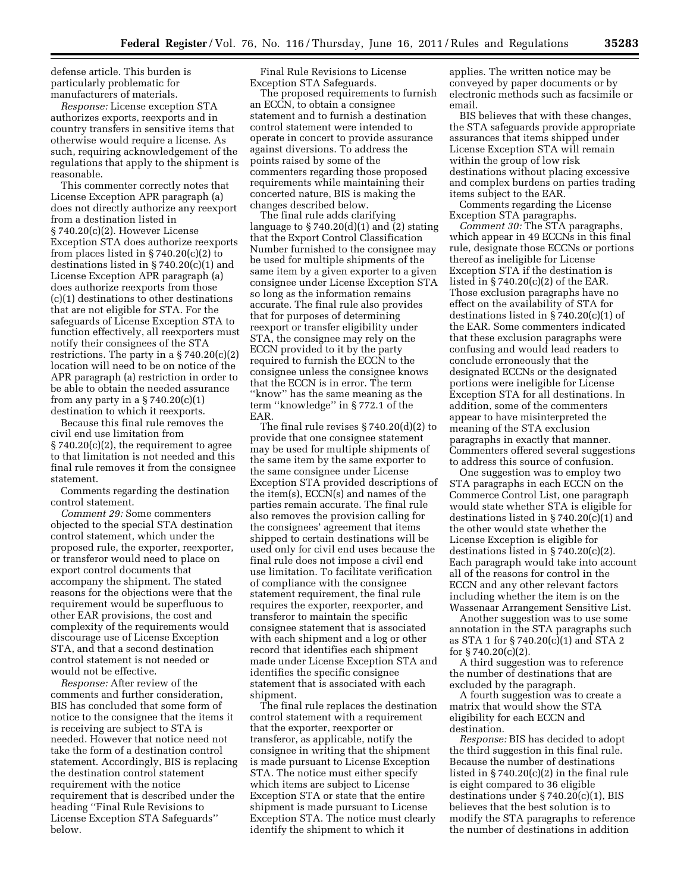defense article. This burden is particularly problematic for manufacturers of materials.

*Response:* License exception STA authorizes exports, reexports and in country transfers in sensitive items that otherwise would require a license. As such, requiring acknowledgement of the regulations that apply to the shipment is reasonable.

This commenter correctly notes that License Exception APR paragraph (a) does not directly authorize any reexport from a destination listed in § 740.20(c)(2). However License Exception STA does authorize reexports from places listed in § 740.20(c)(2) to destinations listed in § 740.20(c)(1) and License Exception APR paragraph (a) does authorize reexports from those (c)(1) destinations to other destinations that are not eligible for STA. For the safeguards of License Exception STA to function effectively, all reexporters must notify their consignees of the STA restrictions. The party in a § 740.20(c)(2) location will need to be on notice of the APR paragraph (a) restriction in order to be able to obtain the needed assurance from any party in a § 740.20(c)(1) destination to which it reexports.

Because this final rule removes the civil end use limitation from § 740.20(c)(2), the requirement to agree to that limitation is not needed and this final rule removes it from the consignee statement.

Comments regarding the destination control statement.

*Comment 29:* Some commenters objected to the special STA destination control statement, which under the proposed rule, the exporter, reexporter, or transferor would need to place on export control documents that accompany the shipment. The stated reasons for the objections were that the requirement would be superfluous to other EAR provisions, the cost and complexity of the requirements would discourage use of License Exception STA, and that a second destination control statement is not needed or would not be effective.

*Response:* After review of the comments and further consideration, BIS has concluded that some form of notice to the consignee that the items it is receiving are subject to STA is needed. However that notice need not take the form of a destination control statement. Accordingly, BIS is replacing the destination control statement requirement with the notice requirement that is described under the heading ''Final Rule Revisions to License Exception STA Safeguards'' below.

Final Rule Revisions to License Exception STA Safeguards.

The proposed requirements to furnish an ECCN, to obtain a consignee statement and to furnish a destination control statement were intended to operate in concert to provide assurance against diversions. To address the points raised by some of the commenters regarding those proposed requirements while maintaining their concerted nature, BIS is making the changes described below.

The final rule adds clarifying language to § 740.20(d)(1) and (2) stating that the Export Control Classification Number furnished to the consignee may be used for multiple shipments of the same item by a given exporter to a given consignee under License Exception STA so long as the information remains accurate. The final rule also provides that for purposes of determining reexport or transfer eligibility under STA, the consignee may rely on the ECCN provided to it by the party required to furnish the ECCN to the consignee unless the consignee knows that the ECCN is in error. The term ''know'' has the same meaning as the term ''knowledge'' in § 772.1 of the EAR.

The final rule revises § 740.20(d)(2) to provide that one consignee statement may be used for multiple shipments of the same item by the same exporter to the same consignee under License Exception STA provided descriptions of the item(s), ECCN(s) and names of the parties remain accurate. The final rule also removes the provision calling for the consignees' agreement that items shipped to certain destinations will be used only for civil end uses because the final rule does not impose a civil end use limitation. To facilitate verification of compliance with the consignee statement requirement, the final rule requires the exporter, reexporter, and transferor to maintain the specific consignee statement that is associated with each shipment and a log or other record that identifies each shipment made under License Exception STA and identifies the specific consignee statement that is associated with each shipment.

The final rule replaces the destination control statement with a requirement that the exporter, reexporter or transferor, as applicable, notify the consignee in writing that the shipment is made pursuant to License Exception STA. The notice must either specify which items are subject to License Exception STA or state that the entire shipment is made pursuant to License Exception STA. The notice must clearly identify the shipment to which it applies. The written notice may be conveyed by paper documents or by electronic methods such as facsimile or email.

BIS believes that with these changes, the STA safeguards provide appropriate assurances that items shipped under License Exception STA will remain within the group of low risk destinations without placing excessive and complex burdens on parties trading items subject to the EAR.

Comments regarding the License Exception STA paragraphs.

*Comment 30:* The STA paragraphs, which appear in 49 ECCNs in this final rule, designate those ECCNs or portions thereof as ineligible for License Exception STA if the destination is listed in § 740.20(c)(2) of the EAR. Those exclusion paragraphs have no effect on the availability of STA for destinations listed in § 740.20(c)(1) of the EAR. Some commenters indicated that these exclusion paragraphs were confusing and would lead readers to conclude erroneously that the designated ECCNs or the designated portions were ineligible for License Exception STA for all destinations. In addition, some of the commenters appear to have misinterpreted the meaning of the STA exclusion paragraphs in exactly that manner. Commenters offered several suggestions to address this source of confusion.

One suggestion was to employ two STA paragraphs in each ECCN on the Commerce Control List, one paragraph would state whether STA is eligible for destinations listed in § 740.20(c)(1) and the other would state whether the License Exception is eligible for destinations listed in § 740.20(c)(2). Each paragraph would take into account all of the reasons for control in the ECCN and any other relevant factors including whether the item is on the Wassenaar Arrangement Sensitive List.

Another suggestion was to use some annotation in the STA paragraphs such as STA 1 for § 740.20(c)(1) and STA 2 for § 740.20(c)(2).

A third suggestion was to reference the number of destinations that are excluded by the paragraph.

A fourth suggestion was to create a matrix that would show the STA eligibility for each ECCN and destination.

*Response:* BIS has decided to adopt the third suggestion in this final rule. Because the number of destinations listed in § 740.20(c)(2) in the final rule is eight compared to 36 eligible destinations under § 740.20(c)(1), BIS believes that the best solution is to modify the STA paragraphs to reference the number of destinations in addition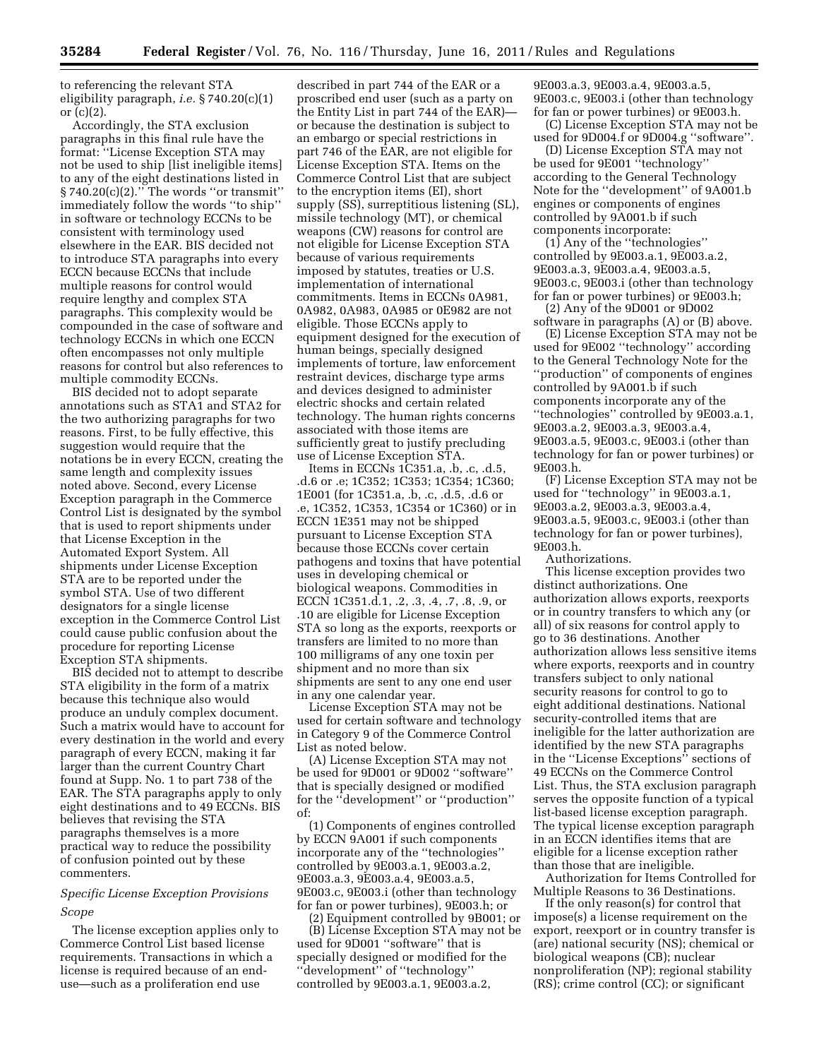to referencing the relevant STA eligibility paragraph, *i.e.* § 740.20(c)(1) or (c)(2).

Accordingly, the STA exclusion paragraphs in this final rule have the format: ''License Exception STA may not be used to ship [list ineligible items] to any of the eight destinations listed in § 740.20(c)(2).'' The words ''or transmit'' immediately follow the words ''to ship'' in software or technology ECCNs to be consistent with terminology used elsewhere in the EAR. BIS decided not to introduce STA paragraphs into every ECCN because ECCNs that include multiple reasons for control would require lengthy and complex STA paragraphs. This complexity would be compounded in the case of software and technology ECCNs in which one ECCN often encompasses not only multiple reasons for control but also references to multiple commodity ECCNs.

BIS decided not to adopt separate annotations such as STA1 and STA2 for the two authorizing paragraphs for two reasons. First, to be fully effective, this suggestion would require that the notations be in every ECCN, creating the same length and complexity issues noted above. Second, every License Exception paragraph in the Commerce Control List is designated by the symbol that is used to report shipments under that License Exception in the Automated Export System. All shipments under License Exception STA are to be reported under the symbol STA. Use of two different designators for a single license exception in the Commerce Control List could cause public confusion about the procedure for reporting License Exception STA shipments.

BIS decided not to attempt to describe STA eligibility in the form of a matrix because this technique also would produce an unduly complex document. Such a matrix would have to account for every destination in the world and every paragraph of every ECCN, making it far larger than the current Country Chart found at Supp. No. 1 to part 738 of the EAR. The STA paragraphs apply to only eight destinations and to 49 ECCNs. BIS believes that revising the STA paragraphs themselves is a more practical way to reduce the possibility of confusion pointed out by these commenters.

### *Specific License Exception Provisions*

#### *Scope*

The license exception applies only to Commerce Control List based license requirements. Transactions in which a license is required because of an end-use—such as a proliferation end use described in part 744 of the EAR or a proscribed end user (such as a party on the Entity List in part 744 of the EAR)—or because the destination is subject to an embargo or special restrictions in part 746 of the EAR, are not eligible for License Exception STA. Items on the Commerce Control List that are subject to the encryption items (EI), short supply (SS), surreptitious listening (SL), missile technology (MT), or chemical weapons (CW) reasons for control are not eligible for License Exception STA because of various requirements imposed by statutes, treaties or U.S. implementation of international commitments. Items in ECCNs 0A981, 0A982, 0A983, 0A985 or 0E982 are not eligible. Those ECCNs apply to equipment designed for the execution of human beings, specially designed implements of torture, law enforcement restraint devices, discharge type arms and devices designed to administer electric shocks and certain related technology. The human rights concerns associated with those items are sufficiently great to justify precluding use of License Exception STA.

Items in ECCNs 1C351.a, .b, .c, .d.5, .d.6 or .e; 1C352; 1C353; 1C354; 1C360; 1E001 (for 1C351.a, .b, .c, .d.5, .d.6 or .e, 1C352, 1C353, 1C354 or 1C360) or in ECCN 1E351 may not be shipped pursuant to License Exception STA because those ECCNs cover certain pathogens and toxins that have potential uses in developing chemical or biological weapons. Commodities in ECCN 1C351.d.1, .2, .3, .4, .7, .8, .9, or .10 are eligible for License Exception STA so long as the exports, reexports or transfers are limited to no more than 100 milligrams of any one toxin per shipment and no more than six shipments are sent to any one end user in any one calendar year.

License Exception STA may not be used for certain software and technology in Category 9 of the Commerce Control List as noted below.

(A) License Exception STA may not be used for 9D001 or 9D002 ''software'' that is specially designed or modified for the ''development'' or ''production'' of:

(1) Components of engines controlled by ECCN 9A001 if such components incorporate any of the ''technologies'' controlled by 9E003.a.1, 9E003.a.2, 9E003.a.3, 9E003.a.4, 9E003.a.5, 9E003.c, 9E003.i (other than technology for fan or power turbines), 9E003.h; or

(2) Equipment controlled by 9B001; or

(B) License Exception STA may not be used for 9D001 ''software'' that is specially designed or modified for the ''development'' of ''technology'' controlled by 9E003.a.1, 9E003.a.2, 9E003.a.3, 9E003.a.4, 9E003.a.5, 9E003.c, 9E003.i (other than technology for fan or power turbines) or 9E003.h.

(C) License Exception STA may not be used for 9D004.f or 9D004.g ''software''.

(D) License Exception STA may not be used for 9E001 ''technology'' according to the General Technology Note for the ''development'' of 9A001.b engines or components of engines controlled by 9A001.b if such components incorporate:

(1) Any of the ''technologies'' controlled by 9E003.a.1, 9E003.a.2, 9E003.a.3, 9E003.a.4, 9E003.a.5, 9E003.c, 9E003.i (other than technology for fan or power turbines) or 9E003.h;

(2) Any of the 9D001 or 9D002 software in paragraphs (A) or (B) above.

(E) License Exception STA may not be used for 9E002 ''technology'' according to the General Technology Note for the ''production'' of components of engines controlled by 9A001.b if such components incorporate any of the ''technologies'' controlled by 9E003.a.1, 9E003.a.2, 9E003.a.3, 9E003.a.4, 9E003.a.5, 9E003.c, 9E003.i (other than technology for fan or power turbines) or 9E003.h.

(F) License Exception STA may not be used for ''technology'' in 9E003.a.1, 9E003.a.2, 9E003.a.3, 9E003.a.4, 9E003.a.5, 9E003.c, 9E003.i (other than technology for fan or power turbines), 9E003.h.

#### Authorizations.

This license exception provides two distinct authorizations. One authorization allows exports, reexports or in country transfers to which any (or all) of six reasons for control apply to go to 36 destinations. Another authorization allows less sensitive items where exports, reexports and in country transfers subject to only national security reasons for control to go to eight additional destinations. National security-controlled items that are ineligible for the latter authorization are identified by the new STA paragraphs in the ''License Exceptions'' sections of 49 ECCNs on the Commerce Control List. Thus, the STA exclusion paragraph serves the opposite function of a typical list-based license exception paragraph. The typical license exception paragraph in an ECCN identifies items that are eligible for a license exception rather than those that are ineligible.

#### Authorization for Items Controlled for Multiple Reasons to 36 Destinations.

If the only reason(s) for control that impose(s) a license requirement on the export, reexport or in country transfer is (are) national security (NS); chemical or biological weapons (CB); nuclear nonproliferation (NP); regional stability (RS); crime control (CC); or significant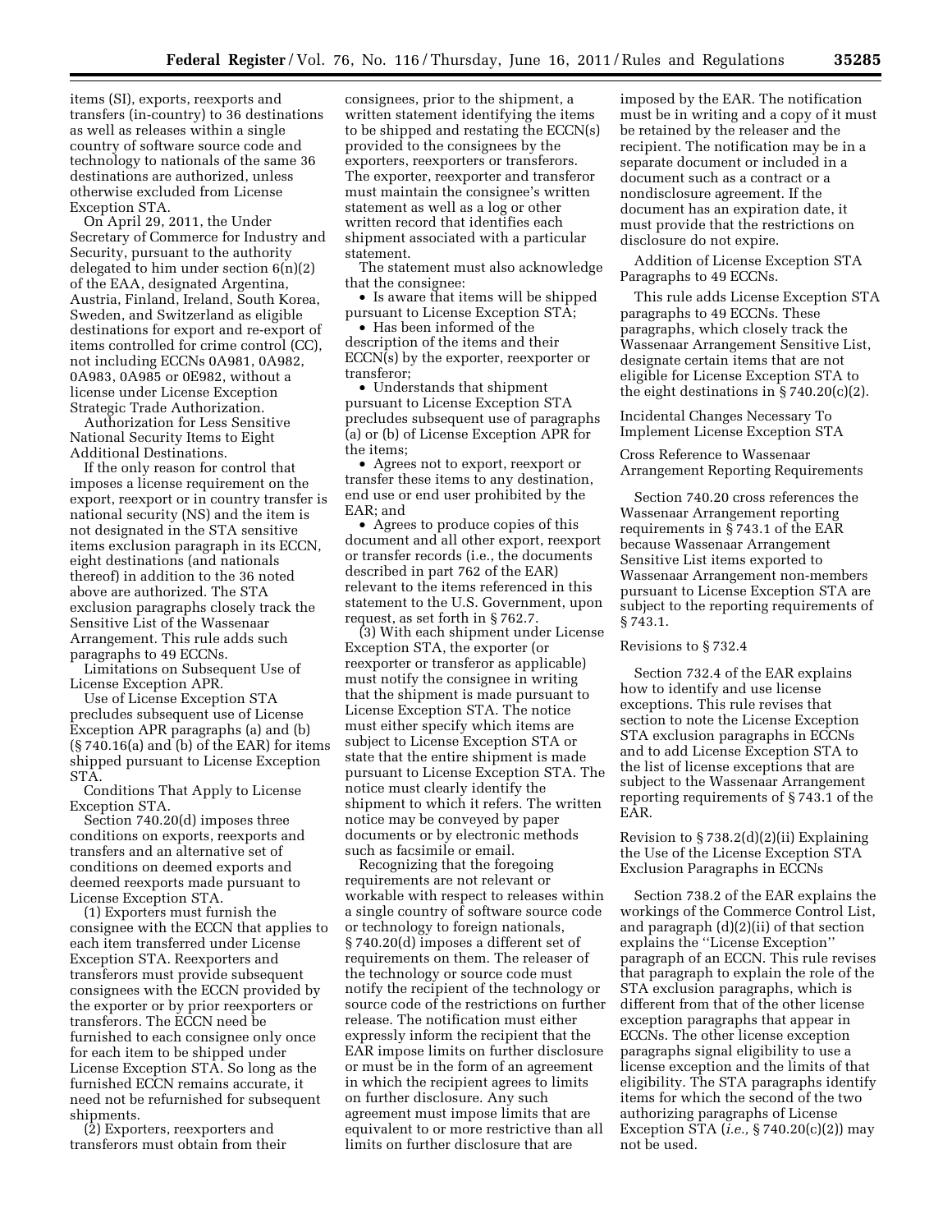items (SI), exports, reexports and transfers (in-country) to 36 destinations as well as releases within a single country of software source code and technology to nationals of the same 36 destinations are authorized, unless otherwise excluded from License Exception STA.

On April 29, 2011, the Under Secretary of Commerce for Industry and Security, pursuant to the authority delegated to him under section 6(n)(2) of the EAA, designated Argentina, Austria, Finland, Ireland, South Korea, Sweden, and Switzerland as eligible destinations for export and re-export of items controlled for crime control (CC), not including ECCNs 0A981, 0A982, 0A983, 0A985 or 0E982, without a license under License Exception Strategic Trade Authorization.

Authorization for Less Sensitive National Security Items to Eight Additional Destinations.

If the only reason for control that imposes a license requirement on the export, reexport or in country transfer is national security (NS) and the item is not designated in the STA sensitive items exclusion paragraph in its ECCN, eight destinations (and nationals thereof) in addition to the 36 noted above are authorized. The STA exclusion paragraphs closely track the Sensitive List of the Wassenaar Arrangement. This rule adds such paragraphs to 49 ECCNs.

Limitations on Subsequent Use of License Exception APR.

Use of License Exception STA precludes subsequent use of License Exception APR paragraphs (a) and (b) (§ 740.16(a) and (b) of the EAR) for items shipped pursuant to License Exception STA.

Conditions That Apply to License Exception STA.

Section 740.20(d) imposes three conditions on exports, reexports and transfers and an alternative set of conditions on deemed exports and deemed reexports made pursuant to License Exception STA.

(1) Exporters must furnish the consignee with the ECCN that applies to each item transferred under License Exception STA. Reexporters and transferors must provide subsequent consignees with the ECCN provided by the exporter or by prior reexporters or transferors. The ECCN need be furnished to each consignee only once for each item to be shipped under License Exception STA. So long as the furnished ECCN remains accurate, it need not be refurnished for subsequent shipments.

(2) Exporters, reexporters and transferors must obtain from their consignees, prior to the shipment, a written statement identifying the items to be shipped and restating the ECCN(s) provided to the consignees by the exporters, reexporters or transferors. The exporter, reexporter and transferor must maintain the consignee's written statement as well as a log or other written record that identifies each shipment associated with a particular statement.

The statement must also acknowledge that the consignee:

- Is aware that items will be shipped pursuant to License Exception STA;
- Has been informed of the description of the items and their ECCN(s) by the exporter, reexporter or transferor;
- Understands that shipment pursuant to License Exception STA precludes subsequent use of paragraphs (a) or (b) of License Exception APR for the items;
- Agrees not to export, reexport or transfer these items to any destination, end use or end user prohibited by the EAR; and
- Agrees to produce copies of this document and all other export, reexport or transfer records (i.e., the documents described in part 762 of the EAR) relevant to the items referenced in this statement to the U.S. Government, upon request, as set forth in § 762.7.

(3) With each shipment under License Exception STA, the exporter (or reexporter or transferor as applicable) must notify the consignee in writing that the shipment is made pursuant to License Exception STA. The notice must either specify which items are subject to License Exception STA or state that the entire shipment is made pursuant to License Exception STA. The notice must clearly identify the shipment to which it refers. The written notice may be conveyed by paper documents or by electronic methods such as facsimile or email.

Recognizing that the foregoing requirements are not relevant or workable with respect to releases within a single country of software source code or technology to foreign nationals, § 740.20(d) imposes a different set of requirements on them. The releaser of the technology or source code must notify the recipient of the technology or source code of the restrictions on further release. The notification must either expressly inform the recipient that the EAR impose limits on further disclosure or must be in the form of an agreement in which the recipient agrees to limits on further disclosure. Any such agreement must impose limits that are equivalent to or more restrictive than all limits on further disclosure that are imposed by the EAR. The notification must be in writing and a copy of it must be retained by the releaser and the recipient. The notification may be in a separate document or included in a document such as a contract or a nondisclosure agreement. If the document has an expiration date, it must provide that the restrictions on disclosure do not expire.

Addition of License Exception STA Paragraphs to 49 ECCNs.

This rule adds License Exception STA paragraphs to 49 ECCNs. These paragraphs, which closely track the Wassenaar Arrangement Sensitive List, designate certain items that are not eligible for License Exception STA to the eight destinations in § 740.20(c)(2).

Incidental Changes Necessary To Implement License Exception STA

Cross Reference to Wassenaar Arrangement Reporting Requirements

Section 740.20 cross references the Wassenaar Arrangement reporting requirements in § 743.1 of the EAR because Wassenaar Arrangement Sensitive List items exported to Wassenaar Arrangement non-members pursuant to License Exception STA are subject to the reporting requirements of § 743.1.

Revisions to § 732.4

Section 732.4 of the EAR explains how to identify and use license exceptions. This rule revises that section to note the License Exception STA exclusion paragraphs in ECCNs and to add License Exception STA to the list of license exceptions that are subject to the Wassenaar Arrangement reporting requirements of § 743.1 of the EAR.

Revision to § 738.2(d)(2)(ii) Explaining the Use of the License Exception STA Exclusion Paragraphs in ECCNs

Section 738.2 of the EAR explains the workings of the Commerce Control List, and paragraph (d)(2)(ii) of that section explains the "License Exception" paragraph of an ECCN. This rule revises that paragraph to explain the role of the STA exclusion paragraphs, which is different from that of the other license exception paragraphs that appear in ECCNs. The other license exception paragraphs signal eligibility to use a license exception and the limits of that eligibility. The STA paragraphs identify items for which the second of the two authorizing paragraphs of License Exception STA (*i.e.,* § 740.20(c)(2)) may not be used.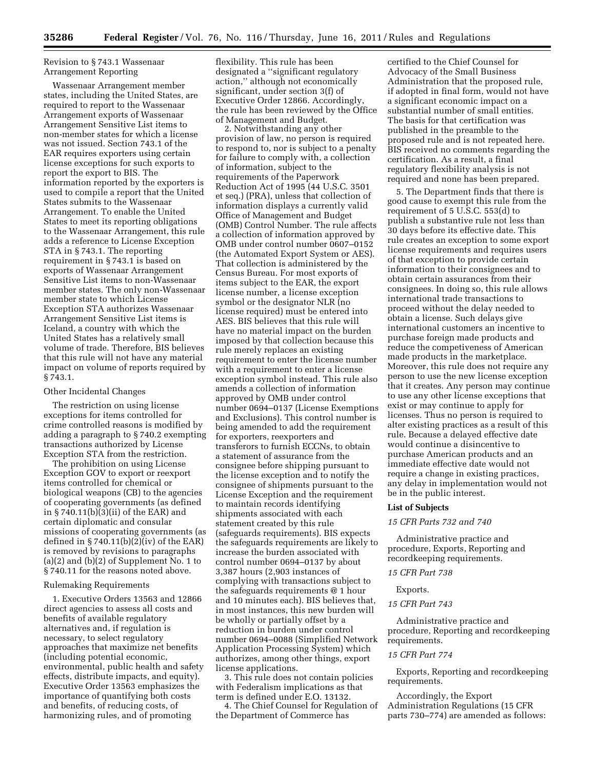Revision to § 743.1 Wassenaar Arrangement Reporting

Wassenaar Arrangement member states, including the United States, are required to report to the Wassenaar Arrangement exports of Wassenaar Arrangement Sensitive List items to non-member states for which a license was not issued. Section 743.1 of the EAR requires exporters using certain license exceptions for such exports to report the export to BIS. The information reported by the exporters is used to compile a report that the United States submits to the Wassenaar Arrangement. To enable the United States to meet its reporting obligations to the Wassenaar Arrangement, this rule adds a reference to License Exception STA in § 743.1. The reporting requirement in § 743.1 is based on exports of Wassenaar Arrangement Sensitive List items to non-Wassenaar member states. The only non-Wassenaar member state to which License Exception STA authorizes Wassenaar Arrangement Sensitive List items is Iceland, a country with which the United States has a relatively small volume of trade. Therefore, BIS believes that this rule will not have any material impact on volume of reports required by § 743.1.

Other Incidental Changes

The restriction on using license exceptions for items controlled for crime controlled reasons is modified by adding a paragraph to § 740.2 exempting transactions authorized by License Exception STA from the restriction.

The prohibition on using License Exception GOV to export or reexport items controlled for chemical or biological weapons (CB) to the agencies of cooperating governments (as defined in § 740.11(b)(3)(ii) of the EAR) and certain diplomatic and consular missions of cooperating governments (as defined in § 740.11(b)(2)(iv) of the EAR) is removed by revisions to paragraphs (a)(2) and (b)(2) of Supplement No. 1 to § 740.11 for the reasons noted above.

Rulemaking Requirements

1. Executive Orders 13563 and 12866 direct agencies to assess all costs and benefits of available regulatory alternatives and, if regulation is necessary, to select regulatory approaches that maximize net benefits (including potential economic, environmental, public health and safety effects, distribute impacts, and equity). Executive Order 13563 emphasizes the importance of quantifying both costs and benefits, of reducing costs, of harmonizing rules, and of promoting flexibility. This rule has been designated a ''significant regulatory action,'' although not economically significant, under section 3(f) of Executive Order 12866. Accordingly, the rule has been reviewed by the Office of Management and Budget.

2. Notwithstanding any other provision of law, no person is required to respond to, nor is subject to a penalty for failure to comply with, a collection of information, subject to the requirements of the Paperwork Reduction Act of 1995 (44 U.S.C. 3501 et seq.) (PRA), unless that collection of information displays a currently valid Office of Management and Budget (OMB) Control Number. The rule affects a collection of information approved by OMB under control number 0607–0152 (the Automated Export System or AES). That collection is administered by the Census Bureau. For most exports of items subject to the EAR, the export license number, a license exception symbol or the designator NLR (no license required) must be entered into AES. BIS believes that this rule will have no material impact on the burden imposed by that collection because this rule merely replaces an existing requirement to enter the license number with a requirement to enter a license exception symbol instead. This rule also amends a collection of information approved by OMB under control number 0694–0137 (License Exemptions and Exclusions). This control number is being amended to add the requirement for exporters, reexporters and transferors to furnish ECCNs, to obtain a statement of assurance from the consignee before shipping pursuant to the license exception and to notify the consignee of shipments pursuant to the License Exception and the requirement to maintain records identifying shipments associated with each statement created by this rule (safeguards requirements). BIS expects the safeguards requirements are likely to increase the burden associated with control number 0694–0137 by about 3,387 hours (2,903 instances of complying with transactions subject to the safeguards requirements @ 1 hour and 10 minutes each). BIS believes that, in most instances, this new burden will be wholly or partially offset by a reduction in burden under control number 0694–0088 (Simplified Network Application Processing System) which authorizes, among other things, export license applications.

3. This rule does not contain policies with Federalism implications as that term is defined under E.O. 13132.

4. The Chief Counsel for Regulation of the Department of Commerce has certified to the Chief Counsel for Advocacy of the Small Business Administration that the proposed rule, if adopted in final form, would not have a significant economic impact on a substantial number of small entities. The basis for that certification was published in the preamble to the proposed rule and is not repeated here. BIS received no comments regarding the certification. As a result, a final regulatory flexibility analysis is not required and none has been prepared.

5. The Department finds that there is good cause to exempt this rule from the requirement of 5 U.S.C. 553(d) to publish a substantive rule not less than 30 days before its effective date. This rule creates an exception to some export license requirements and requires users of that exception to provide certain information to their consignees and to obtain certain assurances from their consignees. In doing so, this rule allows international trade transactions to proceed without the delay needed to obtain a license. Such delays give international customers an incentive to purchase foreign made products and reduce the competiveness of American made products in the marketplace. Moreover, this rule does not require any person to use the new license exception that it creates. Any person may continue to use any other license exceptions that exist or may continue to apply for licenses. Thus no person is required to alter existing practices as a result of this rule. Because a delayed effective date would continue a disincentive to purchase American products and an immediate effective date would not require a change in existing practices, any delay in implementation would not be in the public interest.

**List of Subjects**

*15 CFR Parts 732 and 740*

Administrative practice and procedure, Exports, Reporting and recordkeeping requirements.

*15 CFR Part 738*

Exports.

*15 CFR Part 743*

Administrative practice and procedure, Reporting and recordkeeping requirements.

*15 CFR Part 774*

Exports, Reporting and recordkeeping requirements.

Accordingly, the Export Administration Regulations (15 CFR parts 730–774) are amended as follows: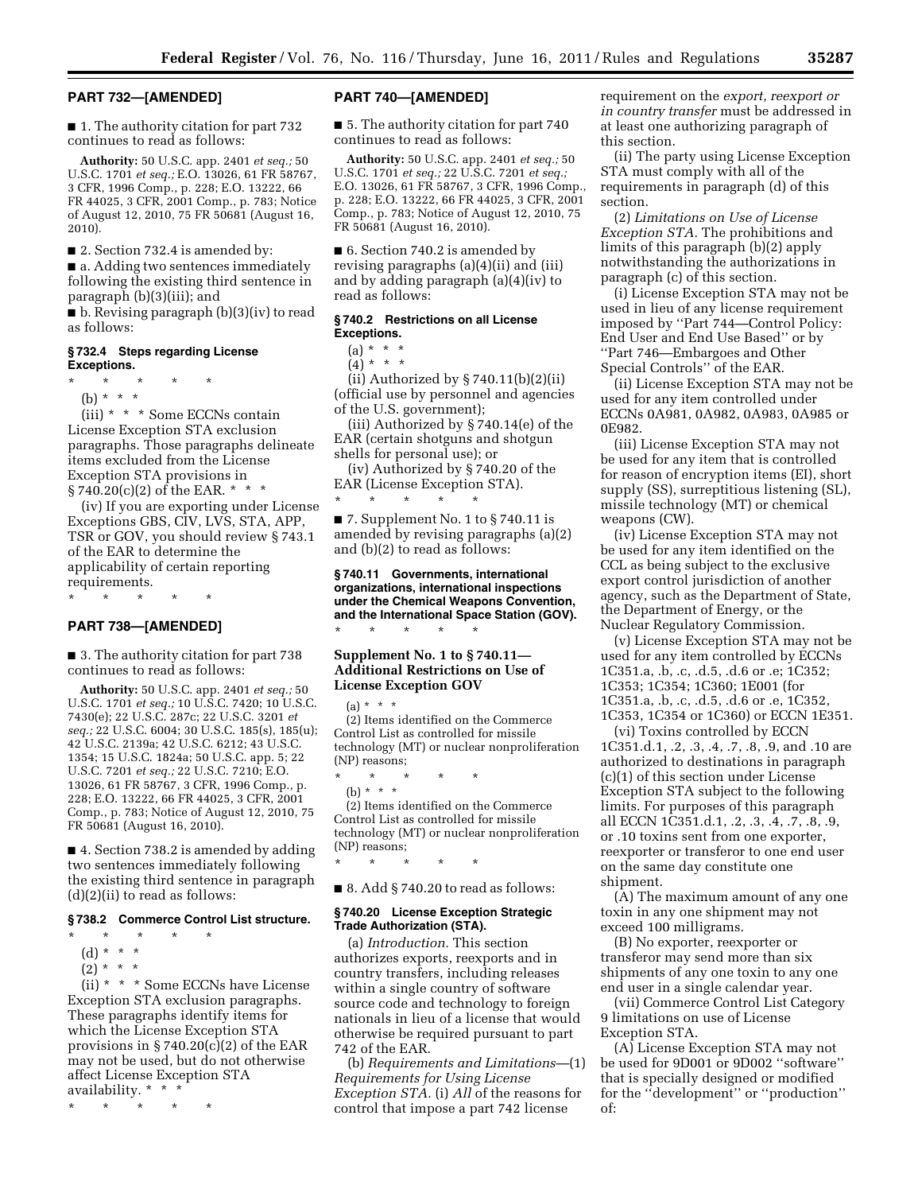## PART 732—[AMENDED]

■ 1. The authority citation for part 732 continues to read as follows:

**Authority:** 50 U.S.C. app. 2401 *et seq.;* 50 U.S.C. 1701 *et seq.;* E.O. 13026, 61 FR 58767, 3 CFR, 1996 Comp., p. 228; E.O. 13222, 66 FR 44025, 3 CFR, 2001 Comp., p. 783; Notice of August 12, 2010, 75 FR 50681 (August 16, 2010).

■ 2. Section 732.4 is amended by:

■ a. Adding two sentences immediately following the existing third sentence in paragraph (b)(3)(iii); and

■ b. Revising paragraph (b)(3)(iv) to read as follows:

### § 732.4 Steps regarding License Exceptions.

\* \* \* \* \*

(b) \* \* \*

(iii) \* \* \* Some ECCNs contain License Exception STA exclusion paragraphs. Those paragraphs delineate items excluded from the License Exception STA provisions in § 740.20(c)(2) of the EAR. \* \* \*

(iv) If you are exporting under License Exceptions GBS, CIV, LVS, STA, APP, TSR or GOV, you should review § 743.1 of the EAR to determine the applicability of certain reporting requirements.

\* \* \* \* \*

## PART 738—[AMENDED]

■ 3. The authority citation for part 738 continues to read as follows:

**Authority:** 50 U.S.C. app. 2401 *et seq.;* 50 U.S.C. 1701 *et seq.;* 10 U.S.C. 7420; 10 U.S.C. 7430(e); 22 U.S.C. 287c; 22 U.S.C. 3201 *et seq.;* 22 U.S.C. 6004; 30 U.S.C. 185(s), 185(u); 42 U.S.C. 2139a; 42 U.S.C. 6212; 43 U.S.C. 1354; 15 U.S.C. 1824a; 50 U.S.C. app. 5; 22 U.S.C. 7201 *et seq.;* 22 U.S.C. 7210; E.O. 13026, 61 FR 58767, 3 CFR, 1996 Comp., p. 228; E.O. 13222, 66 FR 44025, 3 CFR, 2001 Comp., p. 783; Notice of August 12, 2010, 75 FR 50681 (August 16, 2010).

■ 4. Section 738.2 is amended by adding two sentences immediately following the existing third sentence in paragraph (d)(2)(ii) to read as follows:

### § 738.2 Commerce Control List structure.

\* \* \* \* \*

(d) \* \* \*

(2) \* \* \*

(ii) \* \* \* Some ECCNs have License Exception STA exclusion paragraphs. These paragraphs identify items for which the License Exception STA provisions in § 740.20(c)(2) of the EAR may not be used, but do not otherwise affect License Exception STA availability. \* \* \*

\* \* \* \* \*

## PART 740—[AMENDED]

■ 5. The authority citation for part 740 continues to read as follows:

**Authority:** 50 U.S.C. app. 2401 *et seq.;* 50 U.S.C. 1701 *et seq.;* 22 U.S.C. 7201 *et seq.;* E.O. 13026, 61 FR 58767, 3 CFR, 1996 Comp., p. 228; E.O. 13222, 66 FR 44025, 3 CFR, 2001 Comp., p. 783; Notice of August 12, 2010, 75 FR 50681 (August 16, 2010).

■ 6. Section 740.2 is amended by revising paragraphs (a)(4)(ii) and (iii) and by adding paragraph (a)(4)(iv) to read as follows:

### § 740.2 Restrictions on all License Exceptions.

(a) \* \* \*

(4) \* \* \*

(ii) Authorized by § 740.11(b)(2)(ii) (official use by personnel and agencies of the U.S. government);

(iii) Authorized by § 740.14(e) of the EAR (certain shotguns and shotgun shells for personal use); or

(iv) Authorized by § 740.20 of the EAR (License Exception STA).

\* \* \* \* \*

■ 7. Supplement No. 1 to § 740.11 is amended by revising paragraphs (a)(2) and (b)(2) to read as follows:

### § 740.11 Governments, international organizations, international inspections under the Chemical Weapons Convention, and the International Space Station (GOV).

\* \* \* \* \*

### Supplement No. 1 to § 740.11—Additional Restrictions on Use of License Exception GOV

(a) \* \* \*

(2) Items identified on the Commerce Control List as controlled for missile technology (MT) or nuclear nonproliferation (NP) reasons;

\* \* \* \* \*

(b) \* \* \*

(2) Items identified on the Commerce Control List as controlled for missile technology (MT) or nuclear nonproliferation (NP) reasons;

\* \* \* \* \*

■ 8. Add § 740.20 to read as follows:

### § 740.20 License Exception Strategic Trade Authorization (STA).

(a) *Introduction.* This section authorizes exports, reexports and in country transfers, including releases within a single country of software source code and technology to foreign nationals in lieu of a license that would otherwise be required pursuant to part 742 of the EAR.

(b) *Requirements and Limitations*—(1) *Requirements for Using License Exception STA.* (i) *All* of the reasons for control that impose a part 742 license requirement on the *export, reexport or in country transfer* must be addressed in at least one authorizing paragraph of this section.

(ii) The party using License Exception STA must comply with all of the requirements in paragraph (d) of this section.

(2) *Limitations on Use of License Exception STA.* The prohibitions and limits of this paragraph (b)(2) apply notwithstanding the authorizations in paragraph (c) of this section.

(i) License Exception STA may not be used in lieu of any license requirement imposed by ''Part 744—Control Policy: End User and End Use Based'' or by ''Part 746—Embargoes and Other Special Controls'' of the EAR.

(ii) License Exception STA may not be used for any item controlled under ECCNs 0A981, 0A982, 0A983, 0A985 or 0E982.

(iii) License Exception STA may not be used for any item that is controlled for reason of encryption items (EI), short supply (SS), surreptitious listening (SL), missile technology (MT) or chemical weapons (CW).

(iv) License Exception STA may not be used for any item identified on the CCL as being subject to the exclusive export control jurisdiction of another agency, such as the Department of State, the Department of Energy, or the Nuclear Regulatory Commission.

(v) License Exception STA may not be used for any item controlled by ECCNs 1C351.a, .b, .c, .d.5, .d.6 or .e; 1C352; 1C353; 1C354; 1C360; 1E001 (for 1C351.a, .b, .c, .d.5, .d.6 or .e, 1C352, 1C353, 1C354 or 1C360) or ECCN 1E351.

(vi) Toxins controlled by ECCN 1C351.d.1, .2, .3, .4, .7, .8, .9, and .10 are authorized to destinations in paragraph (c)(1) of this section under License Exception STA subject to the following limits. For purposes of this paragraph all ECCN 1C351.d.1, .2, .3, .4, .7, .8, .9, or .10 toxins sent from one exporter, reexporter or transferor to one end user on the same day constitute one shipment.

(A) The maximum amount of any one toxin in any one shipment may not exceed 100 milligrams.

(B) No exporter, reexporter or transferor may send more than six shipments of any one toxin to any one end user in a single calendar year.

(vii) Commerce Control List Category 9 limitations on use of License Exception STA.

(A) License Exception STA may not be used for 9D001 or 9D002 ''software'' that is specially designed or modified for the ''development'' or ''production'' of: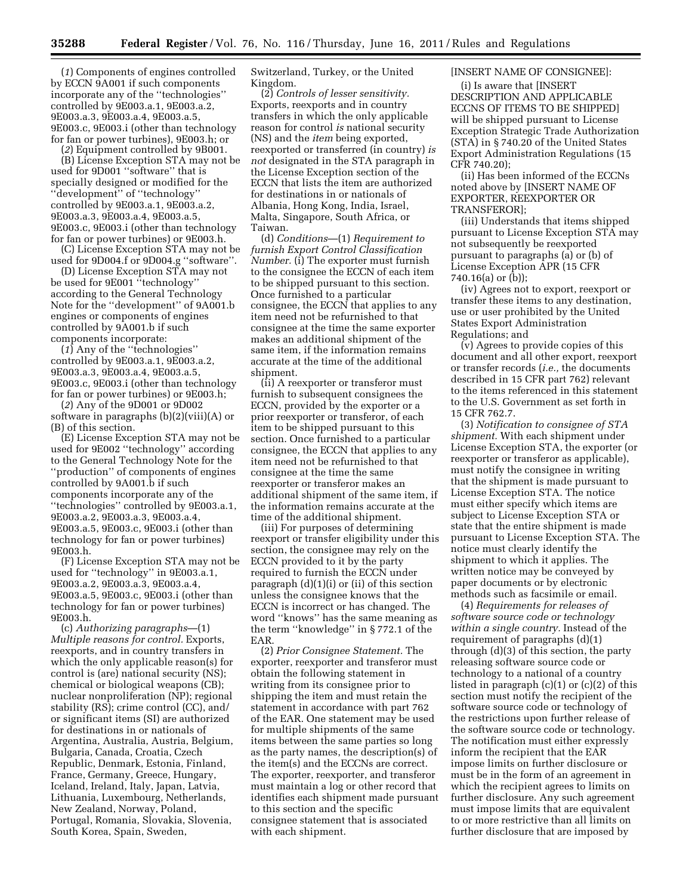(*1*) Components of engines controlled by ECCN 9A001 if such components incorporate any of the ''technologies'' controlled by 9E003.a.1, 9E003.a.2, 9E003.a.3, 9E003.a.4, 9E003.a.5, 9E003.c, 9E003.i (other than technology for fan or power turbines), 9E003.h; or

(*2*) Equipment controlled by 9B001.

(B) License Exception STA may not be used for 9D001 ''software'' that is specially designed or modified for the ''development'' of ''technology'' controlled by 9E003.a.1, 9E003.a.2, 9E003.a.3, 9E003.a.4, 9E003.a.5, 9E003.c, 9E003.i (other than technology for fan or power turbines) or 9E003.h.

(C) License Exception STA may not be used for 9D004.f or 9D004.g ''software''.

(D) License Exception STA may not be used for 9E001 ''technology'' according to the General Technology Note for the ''development'' of 9A001.b engines or components of engines controlled by 9A001.b if such components incorporate:

(*1*) Any of the ''technologies'' controlled by 9E003.a.1, 9E003.a.2, 9E003.a.3, 9E003.a.4, 9E003.a.5, 9E003.c, 9E003.i (other than technology for fan or power turbines) or 9E003.h;

(*2*) Any of the 9D001 or 9D002 software in paragraphs (b)(2)(viii)(A) or (B) of this section.

(E) License Exception STA may not be used for 9E002 ''technology'' according to the General Technology Note for the ''production'' of components of engines controlled by 9A001.b if such components incorporate any of the ''technologies'' controlled by 9E003.a.1, 9E003.a.2, 9E003.a.3, 9E003.a.4, 9E003.a.5, 9E003.c, 9E003.i (other than technology for fan or power turbines) 9E003.h.

(F) License Exception STA may not be used for ''technology'' in 9E003.a.1, 9E003.a.2, 9E003.a.3, 9E003.a.4, 9E003.a.5, 9E003.c, 9E003.i (other than technology for fan or power turbines) 9E003.h.

(c) *Authorizing paragraphs*—(1) *Multiple reasons for control.* Exports, reexports, and in country transfers in which the only applicable reason(s) for control is (are) national security (NS); chemical or biological weapons (CB); nuclear nonproliferation (NP); regional stability (RS); crime control (CC), and/or significant items (SI) are authorized for destinations in or nationals of Argentina, Australia, Austria, Belgium, Bulgaria, Canada, Croatia, Czech Republic, Denmark, Estonia, Finland, France, Germany, Greece, Hungary, Iceland, Ireland, Italy, Japan, Latvia, Lithuania, Luxembourg, Netherlands, New Zealand, Norway, Poland, Portugal, Romania, Slovakia, Slovenia, South Korea, Spain, Sweden, Switzerland, Turkey, or the United Kingdom.

(2) *Controls of lesser sensitivity.* Exports, reexports and in country transfers in which the only applicable reason for control *is* national security (NS) and the *item* being exported, reexported or transferred (in country) *is not* designated in the STA paragraph in the License Exception section of the ECCN that lists the item are authorized for destinations in or nationals of Albania, Hong Kong, India, Israel, Malta, Singapore, South Africa, or Taiwan.

(d) *Conditions*—(1) *Requirement to furnish Export Control Classification Number.* (i) The exporter must furnish to the consignee the ECCN of each item to be shipped pursuant to this section. Once furnished to a particular consignee, the ECCN that applies to any item need not be refurnished to that consignee at the time the same exporter makes an additional shipment of the same item, if the information remains accurate at the time of the additional shipment.

(ii) A reexporter or transferor must furnish to subsequent consignees the ECCN, provided by the exporter or a prior reexporter or transferor, of each item to be shipped pursuant to this section. Once furnished to a particular consignee, the ECCN that applies to any item need not be refurnished to that consignee at the time the same reexporter or transferor makes an additional shipment of the same item, if the information remains accurate at the time of the additional shipment.

(iii) For purposes of determining reexport or transfer eligibility under this section, the consignee may rely on the ECCN provided to it by the party required to furnish the ECCN under paragraph (d)(1)(i) or (ii) of this section unless the consignee knows that the ECCN is incorrect or has changed. The word ''knows'' has the same meaning as the term ''knowledge'' in § 772.1 of the EAR.

(2) *Prior Consignee Statement.* The exporter, reexporter and transferor must obtain the following statement in writing from its consignee prior to shipping the item and must retain the statement in accordance with part 762 of the EAR. One statement may be used for multiple shipments of the same items between the same parties so long as the party names, the description(s) of the item(s) and the ECCNs are correct. The exporter, reexporter, and transferor must maintain a log or other record that identifies each shipment made pursuant to this section and the specific consignee statement that is associated with each shipment.

[INSERT NAME OF CONSIGNEE]:

(i) Is aware that [INSERT DESCRIPTION AND APPLICABLE ECCNS OF ITEMS TO BE SHIPPED] will be shipped pursuant to License Exception Strategic Trade Authorization (STA) in § 740.20 of the United States Export Administration Regulations (15 CFR 740.20);

(ii) Has been informed of the ECCNs noted above by [INSERT NAME OF EXPORTER, REEXPORTER OR TRANSFEROR];

(iii) Understands that items shipped pursuant to License Exception STA may not subsequently be reexported pursuant to paragraphs (a) or (b) of License Exception APR (15 CFR 740.16(a) or (b));

(iv) Agrees not to export, reexport or transfer these items to any destination, use or user prohibited by the United States Export Administration Regulations; and

(v) Agrees to provide copies of this document and all other export, reexport or transfer records (*i.e.,* the documents described in 15 CFR part 762) relevant to the items referenced in this statement to the U.S. Government as set forth in 15 CFR 762.7.

(3) *Notification to consignee of STA shipment.* With each shipment under License Exception STA, the exporter (or reexporter or transferor as applicable), must notify the consignee in writing that the shipment is made pursuant to License Exception STA. The notice must either specify which items are subject to License Exception STA or state that the entire shipment is made pursuant to License Exception STA. The notice must clearly identify the shipment to which it applies. The written notice may be conveyed by paper documents or by electronic methods such as facsimile or email.

(4) *Requirements for releases of software source code or technology within a single country.* Instead of the requirement of paragraphs (d)(1) through (d)(3) of this section, the party releasing software source code or technology to a national of a country listed in paragraph (c)(1) or (c)(2) of this section must notify the recipient of the software source code or technology of the restrictions upon further release of the software source code or technology. The notification must either expressly inform the recipient that the EAR impose limits on further disclosure or must be in the form of an agreement in which the recipient agrees to limits on further disclosure. Any such agreement must impose limits that are equivalent to or more restrictive than all limits on further disclosure that are imposed by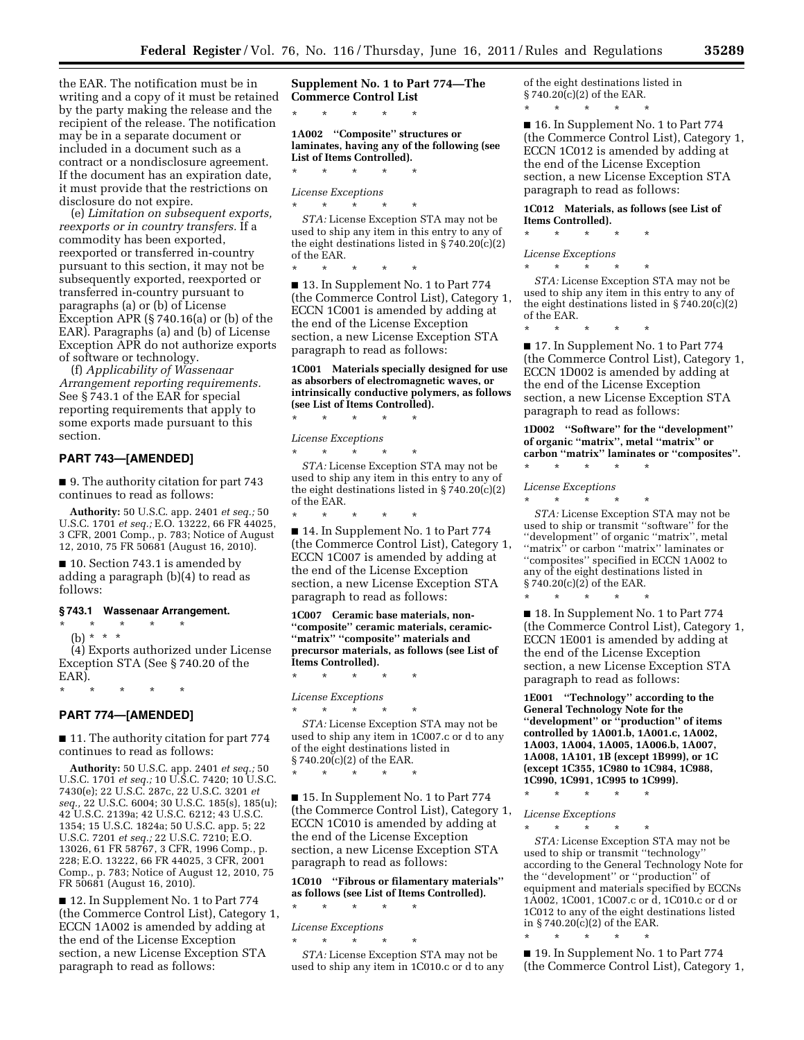the EAR. The notification must be in writing and a copy of it must be retained by the party making the release and the recipient of the release. The notification may be in a separate document or included in a document such as a contract or a nondisclosure agreement. If the document has an expiration date, it must provide that the restrictions on disclosure do not expire.

(e) *Limitation on subsequent exports, reexports or in country transfers.* If a commodity has been exported, reexported or transferred in-country pursuant to this section, it may not be subsequently exported, reexported or transferred in-country pursuant to paragraphs (a) or (b) of License Exception APR (§ 740.16(a) or (b) of the EAR). Paragraphs (a) and (b) of License Exception APR do not authorize exports of software or technology.

(f) *Applicability of Wassenaar Arrangement reporting requirements.* See § 743.1 of the EAR for special reporting requirements that apply to some exports made pursuant to this section.

## PART 743—[AMENDED]

■ 9. The authority citation for part 743 continues to read as follows:

**Authority:** 50 U.S.C. app. 2401 *et seq.;* 50 U.S.C. 1701 *et seq.;* E.O. 13222, 66 FR 44025, 3 CFR, 2001 Comp., p. 783; Notice of August 12, 2010, 75 FR 50681 (August 16, 2010).

■ 10. Section 743.1 is amended by adding a paragraph (b)(4) to read as follows:

### § 743.1 Wassenaar Arrangement.

\* \* \* \* \*

(b) \* \* \*

(4) Exports authorized under License Exception STA (See § 740.20 of the EAR).

\* \* \* \* \*

## PART 774—[AMENDED]

■ 11. The authority citation for part 774 continues to read as follows:

**Authority:** 50 U.S.C. app. 2401 *et seq.;* 50 U.S.C. 1701 *et seq.;* 10 U.S.C. 7420; 10 U.S.C. 7430(e); 22 U.S.C. 287c, 22 U.S.C. 3201 *et seq.,* 22 U.S.C. 6004; 30 U.S.C. 185(s), 185(u); 42 U.S.C. 2139a; 42 U.S.C. 6212; 43 U.S.C. 1354; 15 U.S.C. 1824a; 50 U.S.C. app. 5; 22 U.S.C. 7201 *et seq.;* 22 U.S.C. 7210; E.O. 13026, 61 FR 58767, 3 CFR, 1996 Comp., p. 228; E.O. 13222, 66 FR 44025, 3 CFR, 2001 Comp., p. 783; Notice of August 12, 2010, 75 FR 50681 (August 16, 2010).

■ 12. In Supplement No. 1 to Part 774 (the Commerce Control List), Category 1, ECCN 1A002 is amended by adding at the end of the License Exception section, a new License Exception STA paragraph to read as follows:

**Supplement No. 1 to Part 774—The Commerce Control List**

\* \* \* \* \*

**1A002 "Composite" structures or laminates, having any of the following (see List of Items Controlled).**

\* \* \* \* \*

*License Exceptions*

\* \* \* \* \*

*STA:* License Exception STA may not be used to ship any item in this entry to any of the eight destinations listed in § 740.20(c)(2) of the EAR.

\* \* \* \* \*

■ 13. In Supplement No. 1 to Part 774 (the Commerce Control List), Category 1, ECCN 1C001 is amended by adding at the end of the License Exception section, a new License Exception STA paragraph to read as follows:

**1C001 Materials specially designed for use as absorbers of electromagnetic waves, or intrinsically conductive polymers, as follows (see List of Items Controlled).**

\* \* \* \* \*

*License Exceptions*

\* \* \* \* \*

*STA:* License Exception STA may not be used to ship any item in this entry to any of the eight destinations listed in § 740.20(c)(2) of the EAR.

\* \* \* \* \*

■ 14. In Supplement No. 1 to Part 774 (the Commerce Control List), Category 1, ECCN 1C007 is amended by adding at the end of the License Exception section, a new License Exception STA paragraph to read as follows:

**1C007 Ceramic base materials, non-"composite" ceramic materials, ceramic-"matrix" "composite" materials and precursor materials, as follows (see List of Items Controlled).**

\* \* \* \* \*

*License Exceptions*

\* \* \* \* \*

*STA:* License Exception STA may not be used to ship any item in 1C007.c or d to any of the eight destinations listed in § 740.20(c)(2) of the EAR.

\* \* \* \* \*

■ 15. In Supplement No. 1 to Part 774 (the Commerce Control List), Category 1, ECCN 1C010 is amended by adding at the end of the License Exception section, a new License Exception STA paragraph to read as follows:

**1C010 "Fibrous or filamentary materials" as follows (see List of Items Controlled).**

\* \* \* \* \*

*License Exceptions*

\* \* \* \* \*

*STA:* License Exception STA may not be used to ship any item in 1C010.c or d to any of the eight destinations listed in § 740.20(c)(2) of the EAR.

\* \* \* \* \*

■ 16. In Supplement No. 1 to Part 774 (the Commerce Control List), Category 1, ECCN 1C012 is amended by adding at the end of the License Exception section, a new License Exception STA paragraph to read as follows:

**1C012 Materials, as follows (see List of Items Controlled).**

\* \* \* \* \*

*License Exceptions*

\* \* \* \* \*

*STA:* License Exception STA may not be used to ship any item in this entry to any of the eight destinations listed in § 740.20(c)(2) of the EAR.

\* \* \* \* \*

■ 17. In Supplement No. 1 to Part 774 (the Commerce Control List), Category 1, ECCN 1D002 is amended by adding at the end of the License Exception section, a new License Exception STA paragraph to read as follows:

**1D002 "Software" for the "development" of organic "matrix", metal "matrix" or carbon "matrix" laminates or "composites".**

\* \* \* \* \*

*License Exceptions*

\* \* \* \* \*

*STA:* License Exception STA may not be used to ship or transmit "software" for the "development" of organic "matrix", metal "matrix" or carbon "matrix" laminates or "composites" specified in ECCN 1A002 to any of the eight destinations listed in § 740.20(c)(2) of the EAR.

\* \* \* \* \*

■ 18. In Supplement No. 1 to Part 774 (the Commerce Control List), Category 1, ECCN 1E001 is amended by adding at the end of the License Exception section, a new License Exception STA paragraph to read as follows:

**1E001 "Technology" according to the General Technology Note for the "development" or "production" of items controlled by 1A001.b, 1A001.c, 1A002, 1A003, 1A004, 1A005, 1A006.b, 1A007, 1A008, 1A101, 1B (except 1B999), or 1C (except 1C355, 1C980 to 1C984, 1C988, 1C990, 1C991, 1C995 to 1C999).**

\* \* \* \* \*

*License Exceptions*

\* \* \* \* \*

*STA:* License Exception STA may not be used to ship or transmit "technology" according to the General Technology Note for the "development" or "production" of equipment and materials specified by ECCNs 1A002, 1C001, 1C007.c or d, 1C010.c or d or 1C012 to any of the eight destinations listed in § 740.20(c)(2) of the EAR.

\* \* \* \* \*

■ 19. In Supplement No. 1 to Part 774 (the Commerce Control List), Category 1,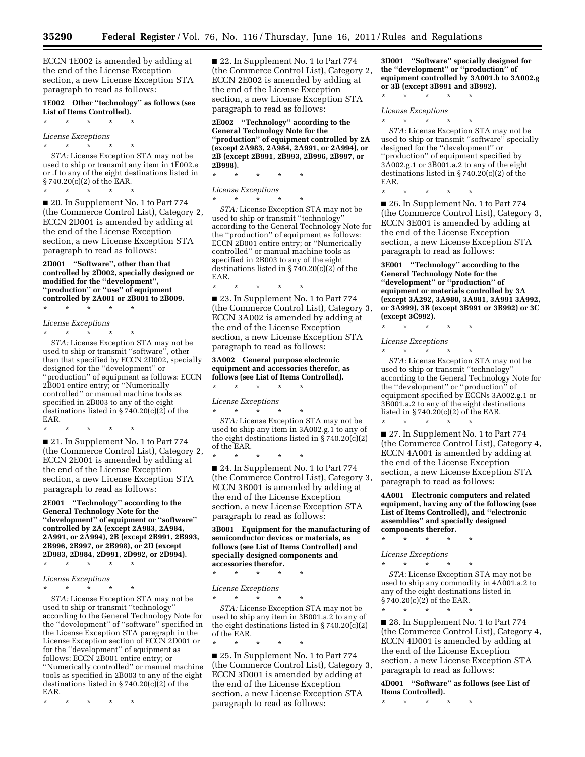ECCN 1E002 is amended by adding at the end of the License Exception section, a new License Exception STA paragraph to read as follows:

**1E002 Other "technology" as follows (see List of Items Controlled).**

\* \* \* \* \*

*License Exceptions*

\* \* \* \* \*

*STA:* License Exception STA may not be used to ship or transmit any item in 1E002.e or .f to any of the eight destinations listed in § 740.20(c)(2) of the EAR.

\* \* \* \* \*

■ 20. In Supplement No. 1 to Part 774 (the Commerce Control List), Category 2, ECCN 2D001 is amended by adding at the end of the License Exception section, a new License Exception STA paragraph to read as follows:

**2D001 "Software", other than that controlled by 2D002, specially designed or modified for the "development", "production" or "use" of equipment controlled by 2A001 or 2B001 to 2B009.**

\* \* \* \* \*

*License Exceptions*

\* \* \* \* \*

*STA:* License Exception STA may not be used to ship or transmit "software", other than that specified by ECCN 2D002, specially designed for the "development" or "production" of equipment as follows: ECCN 2B001 entire entry; or "Numerically controlled" or manual machine tools as specified in 2B003 to any of the eight destinations listed in § 740.20(c)(2) of the EAR.

\* \* \* \* \*

■ 21. In Supplement No. 1 to Part 774 (the Commerce Control List), Category 2, ECCN 2E001 is amended by adding at the end of the License Exception section, a new License Exception STA paragraph to read as follows:

**2E001 "Technology" according to the General Technology Note for the "development" of equipment or "software" controlled by 2A (except 2A983, 2A984, 2A991, or 2A994), 2B (except 2B991, 2B993, 2B996, 2B997, or 2B998), or 2D (except 2D983, 2D984, 2D991, 2D992, or 2D994).**

\* \* \* \* \*

*License Exceptions*

\* \* \* \* \*

*STA:* License Exception STA may not be used to ship or transmit "technology" according to the General Technology Note for the "development" of "software" specified in the License Exception STA paragraph in the License Exception section of ECCN 2D001 or for the "development" of equipment as follows: ECCN 2B001 entire entry; or "Numerically controlled" or manual machine tools as specified in 2B003 to any of the eight destinations listed in § 740.20(c)(2) of the EAR.

\* \* \* \* \*

■ 22. In Supplement No. 1 to Part 774 (the Commerce Control List), Category 2, ECCN 2E002 is amended by adding at the end of the License Exception section, a new License Exception STA paragraph to read as follows:

**2E002 "Technology" according to the General Technology Note for the "production" of equipment controlled by 2A (except 2A983, 2A984, 2A991, or 2A994), or 2B (except 2B991, 2B993, 2B996, 2B997, or 2B998).**

\* \* \* \* \*

*License Exceptions*

\* \* \* \* \*

*STA:* License Exception STA may not be used to ship or transmit "technology" according to the General Technology Note for the "production" of equipment as follows: ECCN 2B001 entire entry; or "Numerically controlled" or manual machine tools as specified in 2B003 to any of the eight destinations listed in § 740.20(c)(2) of the EAR.

\* \* \* \* \*

■ 23. In Supplement No. 1 to Part 774 (the Commerce Control List), Category 3, ECCN 3A002 is amended by adding at the end of the License Exception section, a new License Exception STA paragraph to read as follows:

**3A002 General purpose electronic equipment and accessories therefor, as follows (see List of Items Controlled).**

\* \* \* \* \*

*License Exceptions*

\* \* \* \* \*

*STA:* License Exception STA may not be used to ship any item in 3A002.g.1 to any of the eight destinations listed in § 740.20(c)(2) of the EAR.

\* \* \* \* \*

■ 24. In Supplement No. 1 to Part 774 (the Commerce Control List), Category 3, ECCN 3B001 is amended by adding at the end of the License Exception section, a new License Exception STA paragraph to read as follows:

**3B001 Equipment for the manufacturing of semiconductor devices or materials, as follows (see List of Items Controlled) and specially designed components and accessories therefor.**

\* \* \* \* \*

*License Exceptions*

\* \* \* \* \*

*STA:* License Exception STA may not be used to ship any item in 3B001.a.2 to any of the eight destinations listed in § 740.20(c)(2) of the EAR.

\* \* \* \* \*

■ 25. In Supplement No. 1 to Part 774 (the Commerce Control List), Category 3, ECCN 3D001 is amended by adding at the end of the License Exception section, a new License Exception STA paragraph to read as follows:

**3D001 "Software" specially designed for the "development" or "production" of equipment controlled by 3A001.b to 3A002.g or 3B (except 3B991 and 3B992).**

\* \* \* \* \*

*License Exceptions*

\* \* \* \* \*

*STA:* License Exception STA may not be used to ship or transmit "software" specially designed for the "development" or "production" of equipment specified by 3A002.g.1 or 3B001.a.2 to any of the eight destinations listed in § 740.20(c)(2) of the EAR.

\* \* \* \* \*

■ 26. In Supplement No. 1 to Part 774 (the Commerce Control List), Category 3, ECCN 3E001 is amended by adding at the end of the License Exception section, a new License Exception STA paragraph to read as follows:

**3E001 "Technology" according to the General Technology Note for the "development" or "production" of equipment or materials controlled by 3A (except 3A292, 3A980, 3A981, 3A991 3A992, or 3A999), 3B (except 3B991 or 3B992) or 3C (except 3C992).**

\* \* \* \* \*

*License Exceptions*

\* \* \* \* \*

*STA:* License Exception STA may not be used to ship or transmit "technology" according to the General Technology Note for the "development" or "production" of equipment specified by ECCNs 3A002.g.1 or 3B001.a.2 to any of the eight destinations listed in § 740.20(c)(2) of the EAR.

\* \* \* \* \*

■ 27. In Supplement No. 1 to Part 774 (the Commerce Control List), Category 4, ECCN 4A001 is amended by adding at the end of the License Exception section, a new License Exception STA paragraph to read as follows:

**4A001 Electronic computers and related equipment, having any of the following (see List of Items Controlled), and "electronic assemblies" and specially designed components therefor.**

\* \* \* \* \*

*License Exceptions*

\* \* \* \* \*

*STA:* License Exception STA may not be used to ship any commodity in 4A001.a.2 to any of the eight destinations listed in § 740.20(c)(2) of the EAR.

\* \* \* \* \*

■ 28. In Supplement No. 1 to Part 774 (the Commerce Control List), Category 4, ECCN 4D001 is amended by adding at the end of the License Exception section, a new License Exception STA paragraph to read as follows:

**4D001 "Software" as follows (see List of Items Controlled).**

\* \* \* \* \*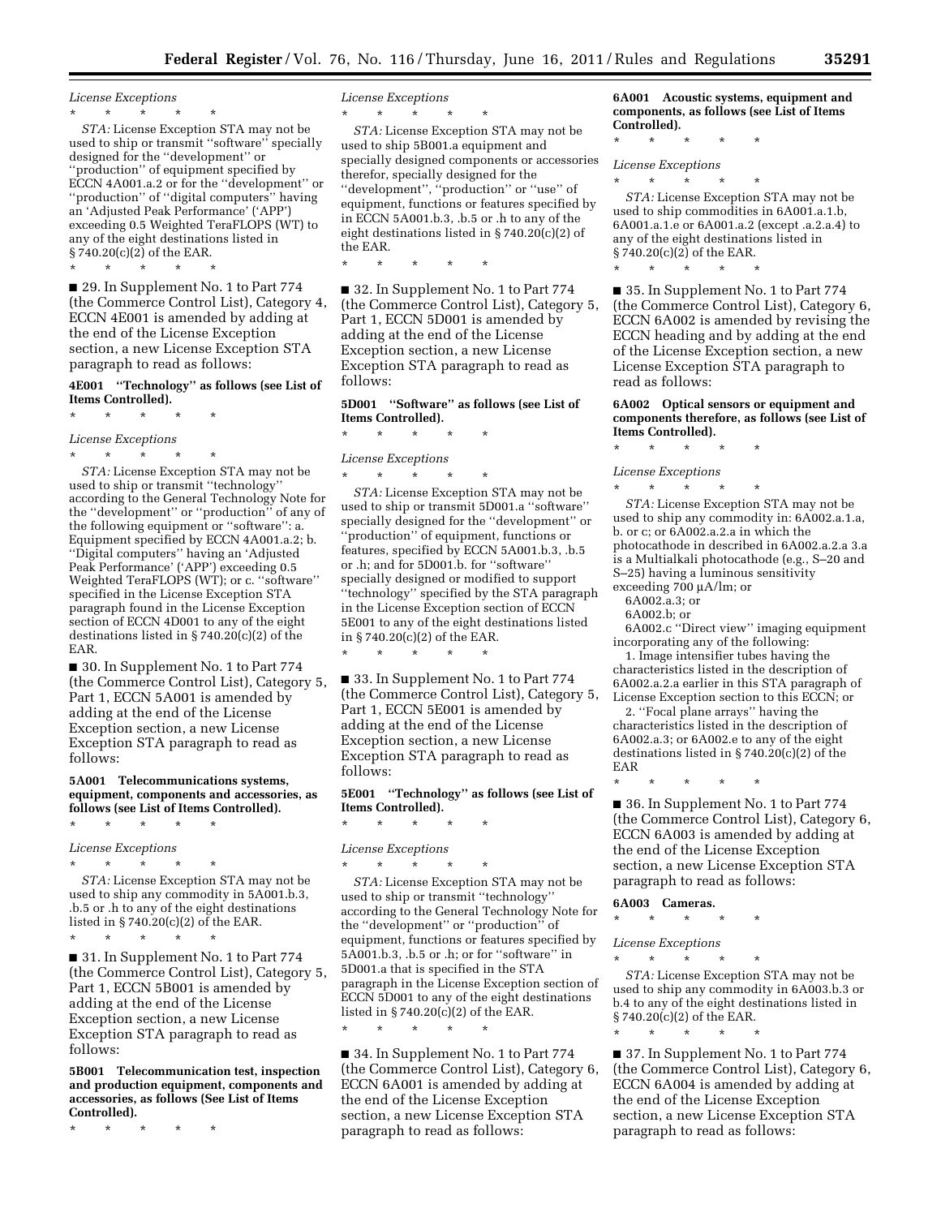*License Exceptions*

\* \* \* \* \*

*STA:* License Exception STA may not be used to ship or transmit ''software'' specially designed for the ''development'' or ''production'' of equipment specified by ECCN 4A001.a.2 or for the ''development'' or ''production'' of ''digital computers'' having an 'Adjusted Peak Performance' ('APP') exceeding 0.5 Weighted TeraFLOPS (WT) to any of the eight destinations listed in § 740.20(c)(2) of the EAR.

\* \* \* \* \*

■ 29. In Supplement No. 1 to Part 774 (the Commerce Control List), Category 4, ECCN 4E001 is amended by adding at the end of the License Exception section, a new License Exception STA paragraph to read as follows:

**4E001 ''Technology'' as follows (see List of Items Controlled).**

\* \* \* \* \*

*License Exceptions*

\* \* \* \* \*

*STA:* License Exception STA may not be used to ship or transmit ''technology'' according to the General Technology Note for the ''development'' or ''production'' of any of the following equipment or ''software'': a. Equipment specified by ECCN 4A001.a.2; b. ''Digital computers'' having an 'Adjusted Peak Performance' ('APP') exceeding 0.5 Weighted TeraFLOPS (WT); or c. ''software'' specified in the License Exception STA paragraph found in the License Exception section of ECCN 4D001 to any of the eight destinations listed in § 740.20(c)(2) of the EAR.

■ 30. In Supplement No. 1 to Part 774 (the Commerce Control List), Category 5, Part 1, ECCN 5A001 is amended by adding at the end of the License Exception section, a new License Exception STA paragraph to read as follows:

**5A001 Telecommunications systems, equipment, components and accessories, as follows (see List of Items Controlled).**

\* \* \* \* \*

*License Exceptions*

\* \* \* \* \*

*STA:* License Exception STA may not be used to ship any commodity in 5A001.b.3, .b.5 or .h to any of the eight destinations listed in § 740.20(c)(2) of the EAR.

\* \* \* \* \*

■ 31. In Supplement No. 1 to Part 774 (the Commerce Control List), Category 5, Part 1, ECCN 5B001 is amended by adding at the end of the License Exception section, a new License Exception STA paragraph to read as follows:

**5B001 Telecommunication test, inspection and production equipment, components and accessories, as follows (See List of Items Controlled).**

\* \* \* \* \*

*License Exceptions*

\* \* \* \* \*

*STA:* License Exception STA may not be used to ship 5B001.a equipment and specially designed components or accessories therefor, specially designed for the ''development'', ''production'' or ''use'' of equipment, functions or features specified by in ECCN 5A001.b.3, .b.5 or .h to any of the eight destinations listed in § 740.20(c)(2) of the EAR.

\* \* \* \* \*

■ 32. In Supplement No. 1 to Part 774 (the Commerce Control List), Category 5, Part 1, ECCN 5D001 is amended by adding at the end of the License Exception section, a new License Exception STA paragraph to read as follows:

**5D001 ''Software'' as follows (see List of Items Controlled).**

\* \* \* \* \*

*License Exceptions*

\* \* \* \* \*

*STA:* License Exception STA may not be used to ship or transmit 5D001.a ''software'' specially designed for the ''development'' or ''production'' of equipment, functions or features, specified by ECCN 5A001.b.3, .b.5 or .h; and for 5D001.b. for ''software'' specially designed or modified to support ''technology'' specified by the STA paragraph in the License Exception section of ECCN 5E001 to any of the eight destinations listed in § 740.20(c)(2) of the EAR.

\* \* \* \* \*

■ 33. In Supplement No. 1 to Part 774 (the Commerce Control List), Category 5, Part 1, ECCN 5E001 is amended by adding at the end of the License Exception section, a new License Exception STA paragraph to read as follows:

**5E001 ''Technology'' as follows (see List of Items Controlled).**

\* \* \* \* \*

*License Exceptions*

\* \* \* \* \*

*STA:* License Exception STA may not be used to ship or transmit ''technology'' according to the General Technology Note for the ''development'' or ''production'' of equipment, functions or features specified by 5A001.b.3, .b.5 or .h; or for ''software'' in 5D001.a that is specified in the STA paragraph in the License Exception section of ECCN 5D001 to any of the eight destinations listed in § 740.20(c)(2) of the EAR.

\* \* \* \* \*

■ 34. In Supplement No. 1 to Part 774 (the Commerce Control List), Category 6, ECCN 6A001 is amended by adding at the end of the License Exception section, a new License Exception STA paragraph to read as follows:

**6A001 Acoustic systems, equipment and components, as follows (see List of Items Controlled).**

\* \* \* \* \*

*License Exceptions*

\* \* \* \* \*

*STA:* License Exception STA may not be used to ship commodities in 6A001.a.1.b, 6A001.a.1.e or 6A001.a.2 (except .a.2.a.4) to any of the eight destinations listed in § 740.20(c)(2) of the EAR.

\* \* \* \* \*

■ 35. In Supplement No. 1 to Part 774 (the Commerce Control List), Category 6, ECCN 6A002 is amended by revising the ECCN heading and by adding at the end of the License Exception section, a new License Exception STA paragraph to read as follows:

**6A002 Optical sensors or equipment and components therefore, as follows (see List of Items Controlled).**

\* \* \* \* \*

*License Exceptions*

\* \* \* \* \*

*STA:* License Exception STA may not be used to ship any commodity in: 6A002.a.1.a, b. or c; or 6A002.a.2.a in which the photocathode in described in 6A002.a.2.a 3.a is a Multialkali photocathode (e.g., S–20 and S–25) having a luminous sensitivity exceeding 700 μA/lm; or

6A002.a.3; or

6A002.b; or

6A002.c ''Direct view'' imaging equipment incorporating any of the following:

1. Image intensifier tubes having the characteristics listed in the description of 6A002.a.2.a earlier in this STA paragraph of License Exception section to this ECCN; or

2. ''Focal plane arrays'' having the characteristics listed in the description of 6A002.a.3; or 6A002.e to any of the eight destinations listed in § 740.20(c)(2) of the EAR

\* \* \* \* \*

■ 36. In Supplement No. 1 to Part 774 (the Commerce Control List), Category 6, ECCN 6A003 is amended by adding at the end of the License Exception section, a new License Exception STA paragraph to read as follows:

**6A003 Cameras.**

\* \* \* \* \*

*License Exceptions*

\* \* \* \* \*

*STA:* License Exception STA may not be used to ship any commodity in 6A003.b.3 or b.4 to any of the eight destinations listed in § 740.20(c)(2) of the EAR.

\* \* \* \* \*

■ 37. In Supplement No. 1 to Part 774 (the Commerce Control List), Category 6, ECCN 6A004 is amended by adding at the end of the License Exception section, a new License Exception STA paragraph to read as follows: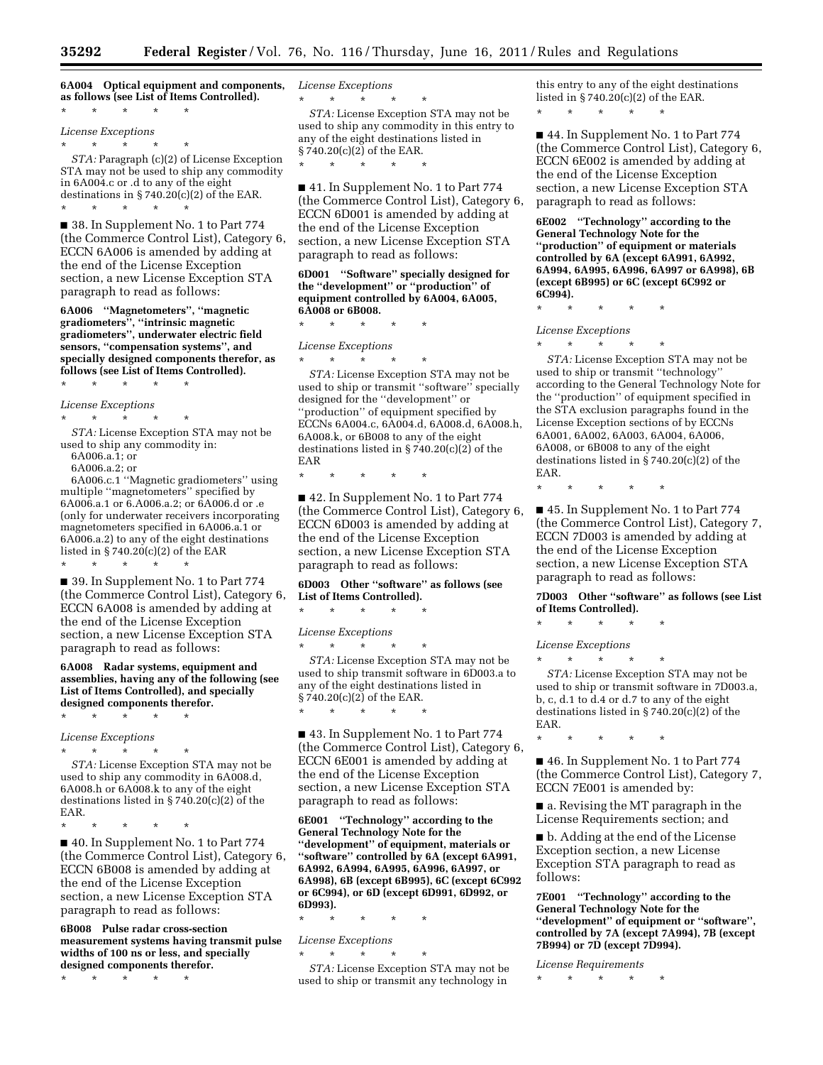**6A004 Optical equipment and components, as follows (see List of Items Controlled).**

\* \* \* \* \*

*License Exceptions*

\* \* \* \* \*

*STA:* Paragraph (c)(2) of License Exception STA may not be used to ship any commodity in 6A004.c or .d to any of the eight destinations in § 740.20(c)(2) of the EAR.

\* \* \* \* \*

■ 38. In Supplement No. 1 to Part 774 (the Commerce Control List), Category 6, ECCN 6A006 is amended by adding at the end of the License Exception section, a new License Exception STA paragraph to read as follows:

**6A006 ''Magnetometers'', ''magnetic gradiometers'', ''intrinsic magnetic gradiometers'', underwater electric field sensors, ''compensation systems'', and specially designed components therefor, as follows (see List of Items Controlled).**

\* \* \* \* \*

*License Exceptions*

\* \* \* \* \*

*STA:* License Exception STA may not be used to ship any commodity in:

6A006.a.1; or

6A006.a.2; or

6A006.c.1 ''Magnetic gradiometers'' using multiple ''magnetometers'' specified by 6A006.a.1 or 6.A006.a.2; or 6A006.d or .e (only for underwater receivers incorporating magnetometers specified in 6A006.a.1 or 6A006.a.2) to any of the eight destinations listed in § 740.20(c)(2) of the EAR

\* \* \* \* \*

■ 39. In Supplement No. 1 to Part 774 (the Commerce Control List), Category 6, ECCN 6A008 is amended by adding at the end of the License Exception section, a new License Exception STA paragraph to read as follows:

**6A008 Radar systems, equipment and assemblies, having any of the following (see List of Items Controlled), and specially designed components therefor.**

\* \* \* \* \*

*License Exceptions*

\* \* \* \* \*

*STA:* License Exception STA may not be used to ship any commodity in 6A008.d, 6A008.h or 6A008.k to any of the eight destinations listed in § 740.20(c)(2) of the EAR.

\* \* \* \* \*

■ 40. In Supplement No. 1 to Part 774 (the Commerce Control List), Category 6, ECCN 6B008 is amended by adding at the end of the License Exception section, a new License Exception STA paragraph to read as follows:

**6B008 Pulse radar cross-section measurement systems having transmit pulse widths of 100 ns or less, and specially designed components therefor.**

\* \* \* \* \*

*License Exceptions*

\* \* \* \* \*

*STA:* License Exception STA may not be used to ship any commodity in this entry to any of the eight destinations listed in § 740.20(c)(2) of the EAR.

\* \* \* \* \*

■ 41. In Supplement No. 1 to Part 774 (the Commerce Control List), Category 6, ECCN 6D001 is amended by adding at the end of the License Exception section, a new License Exception STA paragraph to read as follows:

**6D001 ''Software'' specially designed for the ''development'' or ''production'' of equipment controlled by 6A004, 6A005, 6A008 or 6B008.**

\* \* \* \* \*

*License Exceptions*

\* \* \* \* \*

*STA:* License Exception STA may not be used to ship or transmit ''software'' specially designed for the ''development'' or ''production'' of equipment specified by ECCNs 6A004.c, 6A004.d, 6A008.d, 6A008.h, 6A008.k, or 6B008 to any of the eight destinations listed in § 740.20(c)(2) of the EAR

\* \* \* \* \*

■ 42. In Supplement No. 1 to Part 774 (the Commerce Control List), Category 6, ECCN 6D003 is amended by adding at the end of the License Exception section, a new License Exception STA paragraph to read as follows:

**6D003 Other ''software'' as follows (see List of Items Controlled).**

\* \* \* \* \*

*License Exceptions*

\* \* \* \* \*

*STA:* License Exception STA may not be used to ship transmit software in 6D003.a to any of the eight destinations listed in § 740.20(c)(2) of the EAR.

\* \* \* \* \*

■ 43. In Supplement No. 1 to Part 774 (the Commerce Control List), Category 6, ECCN 6E001 is amended by adding at the end of the License Exception section, a new License Exception STA paragraph to read as follows:

**6E001 ''Technology'' according to the General Technology Note for the ''development'' of equipment, materials or ''software'' controlled by 6A (except 6A991, 6A992, 6A994, 6A995, 6A996, 6A997, or 6A998), 6B (except 6B995), 6C (except 6C992 or 6C994), or 6D (except 6D991, 6D992, or 6D993).**

\* \* \* \* \*

*License Exceptions*

\* \* \* \* \*

*STA:* License Exception STA may not be used to ship or transmit any technology in this entry to any of the eight destinations listed in § 740.20(c)(2) of the EAR.

\* \* \* \* \*

■ 44. In Supplement No. 1 to Part 774 (the Commerce Control List), Category 6, ECCN 6E002 is amended by adding at the end of the License Exception section, a new License Exception STA paragraph to read as follows:

**6E002 ''Technology'' according to the General Technology Note for the ''production'' of equipment or materials controlled by 6A (except 6A991, 6A992, 6A994, 6A995, 6A996, 6A997 or 6A998), 6B (except 6B995) or 6C (except 6C992 or 6C994).**

\* \* \* \* \*

*License Exceptions*

\* \* \* \* \*

*STA:* License Exception STA may not be used to ship or transmit ''technology'' according to the General Technology Note for the ''production'' of equipment specified in the STA exclusion paragraphs found in the License Exception sections of by ECCNs 6A001, 6A002, 6A003, 6A004, 6A006, 6A008, or 6B008 to any of the eight destinations listed in § 740.20(c)(2) of the EAR.

\* \* \* \* \*

■ 45. In Supplement No. 1 to Part 774 (the Commerce Control List), Category 7, ECCN 7D003 is amended by adding at the end of the License Exception section, a new License Exception STA paragraph to read as follows:

**7D003 Other ''software'' as follows (see List of Items Controlled).**

\* \* \* \* \*

*License Exceptions*

\* \* \* \* \*

*STA:* License Exception STA may not be used to ship or transmit software in 7D003.a, b, c, d.1 to d.4 or d.7 to any of the eight destinations listed in § 740.20(c)(2) of the EAR.

\* \* \* \* \*

■ 46. In Supplement No. 1 to Part 774 (the Commerce Control List), Category 7, ECCN 7E001 is amended by:

■ a. Revising the MT paragraph in the License Requirements section; and

■ b. Adding at the end of the License Exception section, a new License Exception STA paragraph to read as follows:

**7E001 ''Technology'' according to the General Technology Note for the ''development'' of equipment or ''software'', controlled by 7A (except 7A994), 7B (except 7B994) or 7D (except 7D994).**

*License Requirements*

\* \* \* \* \*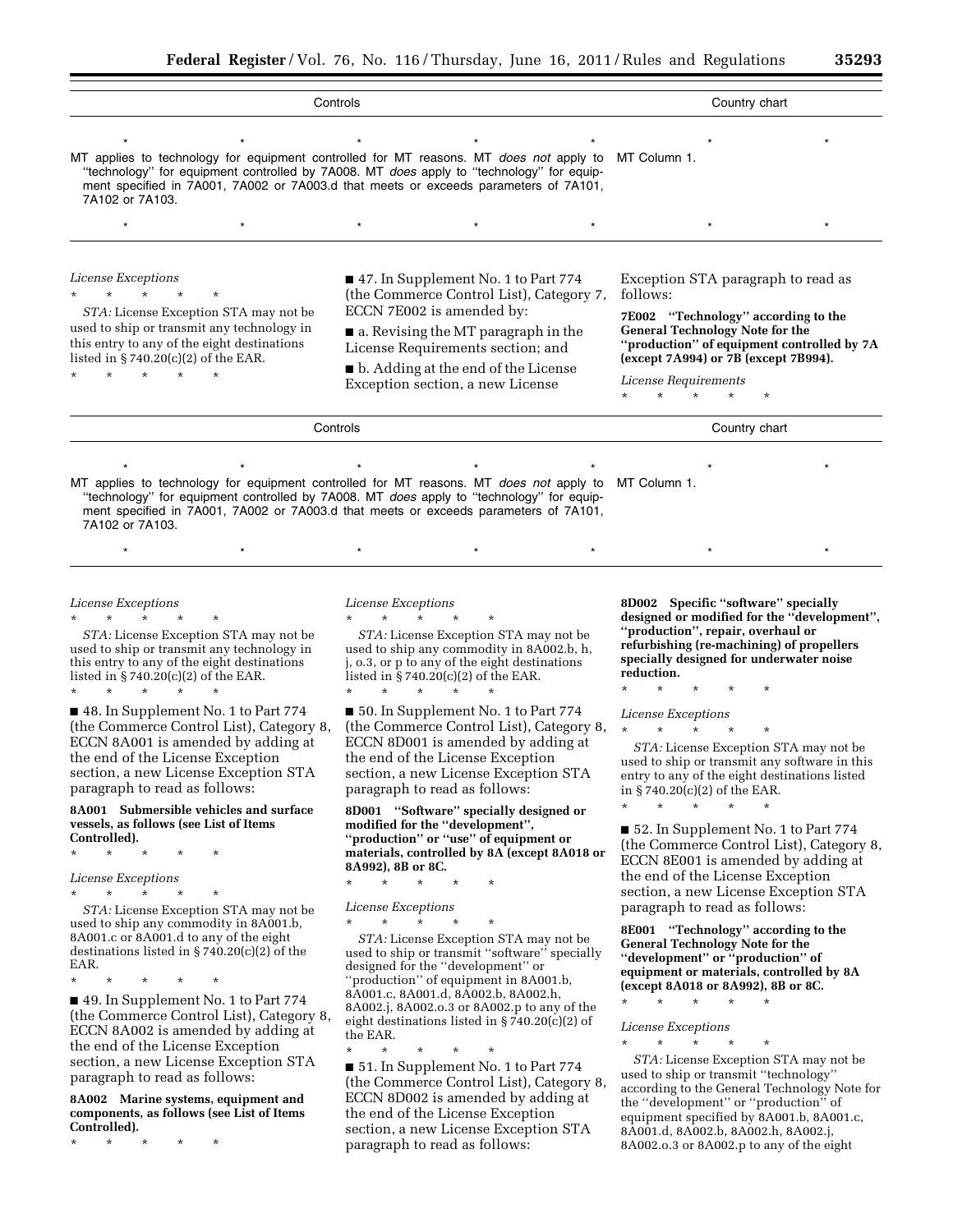| Controls | Country chart |
|---|---|
| * * * * * | * * |
| MT applies to technology for equipment controlled for MT reasons. MT *does not* apply to "technology" for equipment controlled by 7A008. MT *does* apply to "technology" for equipment specified in 7A001, 7A002 or 7A003.d that meets or exceeds parameters of 7A101, 7A102 or 7A103. | MT Column 1. |
| * * * * * | * * |

*License Exceptions*

\* \* \* \* \*

*STA:* License Exception STA may not be used to ship or transmit any technology in this entry to any of the eight destinations listed in § 740.20(c)(2) of the EAR.

\* \* \* \* \*

■ 47. In Supplement No. 1 to Part 774 (the Commerce Control List), Category 7, ECCN 7E002 is amended by:

■ a. Revising the MT paragraph in the License Requirements section; and

■ b. Adding at the end of the License Exception section, a new License Exception STA paragraph to read as follows:

**7E002 "Technology" according to the General Technology Note for the "production" of equipment controlled by 7A (except 7A994) or 7B (except 7B994).**

*License Requirements*

\* \* \* \* \*

| Controls | Country chart |
|---|---|
| * * * * * | * * |
| MT applies to technology for equipment controlled for MT reasons. MT *does not* apply to "technology" for equipment controlled by 7A008. MT *does* apply to "technology" for equipment specified in 7A001, 7A002 or 7A003.d that meets or exceeds parameters of 7A101, 7A102 or 7A103. | MT Column 1. |
| * * * * * | * * |

*License Exceptions*

\* \* \* \* \*

*STA:* License Exception STA may not be used to ship or transmit any technology in this entry to any of the eight destinations listed in § 740.20(c)(2) of the EAR.

\* \* \* \* \*

■ 48. In Supplement No. 1 to Part 774 (the Commerce Control List), Category 8, ECCN 8A001 is amended by adding at the end of the License Exception section, a new License Exception STA paragraph to read as follows:

**8A001 Submersible vehicles and surface vessels, as follows (see List of Items Controlled).**

\* \* \* \* \*

*License Exceptions*

\* \* \* \* \*

*STA:* License Exception STA may not be used to ship any commodity in 8A001.b, 8A001.c or 8A001.d to any of the eight destinations listed in § 740.20(c)(2) of the EAR.

\* \* \* \* \*

■ 49. In Supplement No. 1 to Part 774 (the Commerce Control List), Category 8, ECCN 8A002 is amended by adding at the end of the License Exception section, a new License Exception STA paragraph to read as follows:

**8A002 Marine systems, equipment and components, as follows (see List of Items Controlled).**

\* \* \* \* \*

*License Exceptions*

\* \* \* \* \*

*STA:* License Exception STA may not be used to ship any commodity in 8A002.b, h, j, o.3, or p to any of the eight destinations listed in § 740.20(c)(2) of the EAR.

\* \* \* \* \*

■ 50. In Supplement No. 1 to Part 774 (the Commerce Control List), Category 8, ECCN 8D001 is amended by adding at the end of the License Exception section, a new License Exception STA paragraph to read as follows:

**8D001 "Software" specially designed or modified for the "development", "production" or "use" of equipment or materials, controlled by 8A (except 8A018 or 8A992), 8B or 8C.**

\* \* \* \* \*

*License Exceptions*

\* \* \* \* \*

*STA:* License Exception STA may not be used to ship or transmit "software" specially designed for the "development" or "production" of equipment in 8A001.b, 8A001.c, 8A001.d, 8A002.b, 8A002.h, 8A002.j, 8A002.o.3 or 8A002.p to any of the eight destinations listed in § 740.20(c)(2) of the EAR.

\* \* \* \* \*

■ 51. In Supplement No. 1 to Part 774 (the Commerce Control List), Category 8, ECCN 8D002 is amended by adding at the end of the License Exception section, a new License Exception STA paragraph to read as follows:

**8D002 Specific "software" specially designed or modified for the "development", "production", repair, overhaul or refurbishing (re-machining) of propellers specially designed for underwater noise reduction.**

\* \* \* \* \*

*License Exceptions*

\* \* \* \* \*

*STA:* License Exception STA may not be used to ship or transmit any software in this entry to any of the eight destinations listed in § 740.20(c)(2) of the EAR.

\* \* \* \* \*

■ 52. In Supplement No. 1 to Part 774 (the Commerce Control List), Category 8, ECCN 8E001 is amended by adding at the end of the License Exception section, a new License Exception STA paragraph to read as follows:

**8E001 "Technology" according to the General Technology Note for the "development" or "production" of equipment or materials, controlled by 8A (except 8A018 or 8A992), 8B or 8C.**

\* \* \* \* \*

*License Exceptions*

\* \* \* \* \*

*STA:* License Exception STA may not be used to ship or transmit "technology" according to the General Technology Note for the "development" or "production" of equipment specified by 8A001.b, 8A001.c, 8A001.d, 8A002.b, 8A002.h, 8A002.j, 8A002.o.3 or 8A002.p to any of the eight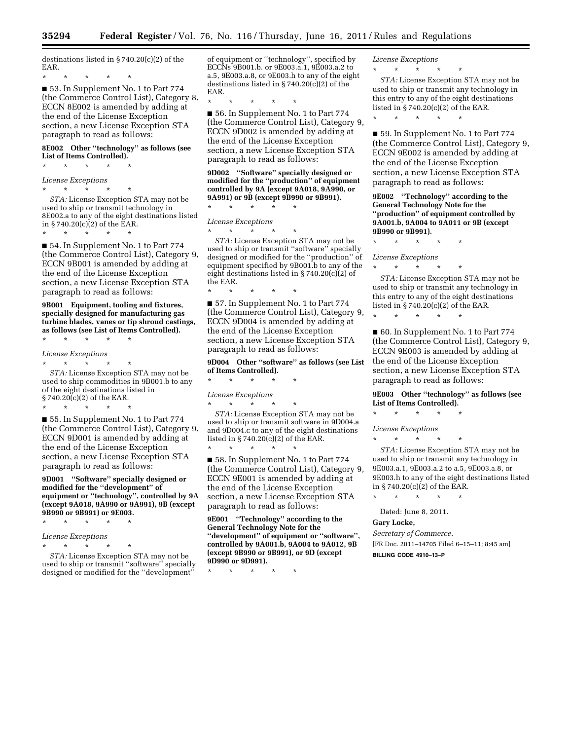destinations listed in § 740.20(c)(2) of the EAR.

\* \* \* \* \*

■ 53. In Supplement No. 1 to Part 774 (the Commerce Control List), Category 8, ECCN 8E002 is amended by adding at the end of the License Exception section, a new License Exception STA paragraph to read as follows:

**8E002 Other "technology" as follows (see List of Items Controlled).**

\* \* \* \* \*

*License Exceptions*

\* \* \* \* \*

*STA:* License Exception STA may not be used to ship or transmit technology in 8E002.a to any of the eight destinations listed in § 740.20(c)(2) of the EAR.

\* \* \* \* \*

■ 54. In Supplement No. 1 to Part 774 (the Commerce Control List), Category 9, ECCN 9B001 is amended by adding at the end of the License Exception section, a new License Exception STA paragraph to read as follows:

**9B001 Equipment, tooling and fixtures, specially designed for manufacturing gas turbine blades, vanes or tip shroud castings, as follows (see List of Items Controlled).**

\* \* \* \* \*

*License Exceptions*

\* \* \* \* \*

*STA:* License Exception STA may not be used to ship commodities in 9B001.b to any of the eight destinations listed in § 740.20(c)(2) of the EAR.

\* \* \* \* \*

■ 55. In Supplement No. 1 to Part 774 (the Commerce Control List), Category 9, ECCN 9D001 is amended by adding at the end of the License Exception section, a new License Exception STA paragraph to read as follows:

**9D001 "Software" specially designed or modified for the "development" of equipment or "technology", controlled by 9A (except 9A018, 9A990 or 9A991), 9B (except 9B990 or 9B991) or 9E003.**

\* \* \* \* \*

*License Exceptions*

\* \* \* \* \*

*STA:* License Exception STA may not be used to ship or transmit "software" specially designed or modified for the "development" of equipment or "technology", specified by ECCNs 9B001.b. or 9E003.a.1, 9E003.a.2 to a.5, 9E003.a.8, or 9E003.h to any of the eight destinations listed in § 740.20(c)(2) of the EAR.

\* \* \* \* \*

■ 56. In Supplement No. 1 to Part 774 (the Commerce Control List), Category 9, ECCN 9D002 is amended by adding at the end of the License Exception section, a new License Exception STA paragraph to read as follows:

**9D002 "Software" specially designed or modified for the "production" of equipment controlled by 9A (except 9A018, 9A990, or 9A991) or 9B (except 9B990 or 9B991).**

\* \* \* \* \*

*License Exceptions*

\* \* \* \* \*

*STA:* License Exception STA may not be used to ship or transmit "software" specially designed or modified for the "production" of equipment specified by 9B001.b to any of the eight destinations listed in § 740.20(c)(2) of the EAR.

\* \* \* \* \*

■ 57. In Supplement No. 1 to Part 774 (the Commerce Control List), Category 9, ECCN 9D004 is amended by adding at the end of the License Exception section, a new License Exception STA paragraph to read as follows:

**9D004 Other "software" as follows (see List of Items Controlled).**

\* \* \* \* \*

*License Exceptions*

\* \* \* \* \*

*STA:* License Exception STA may not be used to ship or transmit software in 9D004.a and 9D004.c to any of the eight destinations listed in § 740.20(c)(2) of the EAR.

\* \* \* \* \*

■ 58. In Supplement No. 1 to Part 774 (the Commerce Control List), Category 9, ECCN 9E001 is amended by adding at the end of the License Exception section, a new License Exception STA paragraph to read as follows:

**9E001 "Technology" according to the General Technology Note for the "development" of equipment or "software", controlled by 9A001.b, 9A004 to 9A012, 9B (except 9B990 or 9B991), or 9D (except 9D990 or 9D991).**

\* \* \* \* \*

*License Exceptions*

\* \* \* \* \*

*STA:* License Exception STA may not be used to ship or transmit any technology in this entry to any of the eight destinations listed in § 740.20(c)(2) of the EAR.

\* \* \* \* \*

■ 59. In Supplement No. 1 to Part 774 (the Commerce Control List), Category 9, ECCN 9E002 is amended by adding at the end of the License Exception section, a new License Exception STA paragraph to read as follows:

**9E002 "Technology" according to the General Technology Note for the "production" of equipment controlled by 9A001.b, 9A004 to 9A011 or 9B (except 9B990 or 9B991).**

\* \* \* \* \*

*License Exceptions*

\* \* \* \* \*

*STA:* License Exception STA may not be used to ship or transmit any technology in this entry to any of the eight destinations listed in § 740.20(c)(2) of the EAR.

\* \* \* \* \*

■ 60. In Supplement No. 1 to Part 774 (the Commerce Control List), Category 9, ECCN 9E003 is amended by adding at the end of the License Exception section, a new License Exception STA paragraph to read as follows:

**9E003 Other "technology" as follows (see List of Items Controlled).**

\* \* \* \* \*

*License Exceptions*

\* \* \* \* \*

*STA:* License Exception STA may not be used to ship or transmit any technology in 9E003.a.1, 9E003.a.2 to a.5, 9E003.a.8, or 9E003.h to any of the eight destinations listed in § 740.20(c)(2) of the EAR.

\* \* \* \* \*

Dated: June 8, 2011.

**Gary Locke,**

*Secretary of Commerce.*

[FR Doc. 2011–14705 Filed 6–15–11; 8:45 am]

**BILLING CODE 4910–13–P**